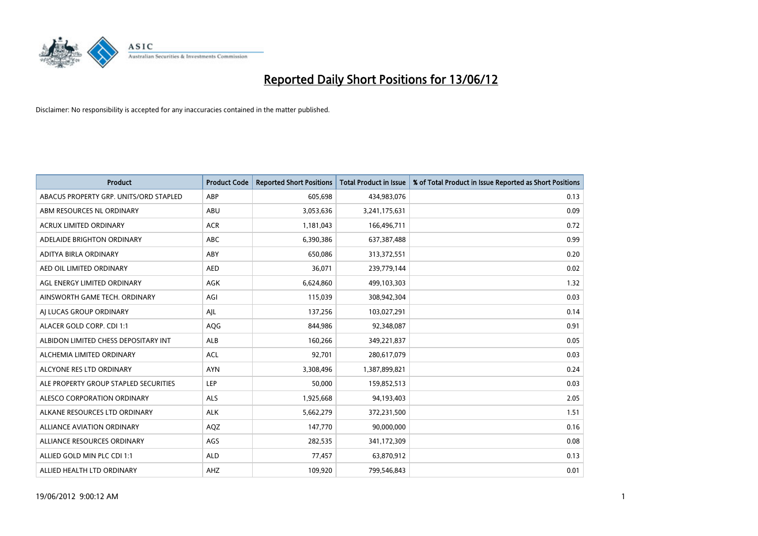# Reported Daily Short Positions for 13/06/12

Disclaimer: No responsibility is accepted for any inaccuracies contained in the matter published.

| Product | Product Code | Reported Short Positions | Total Product in Issue | % of Total Product in Issue Reported as Short Positions |
|---|---|---|---|---|
| ABACUS PROPERTY GRP. UNITS/ORD STAPLED | ABP | 605,698 | 434,983,076 | 0.13 |
| ABM RESOURCES NL ORDINARY | ABU | 3,053,636 | 3,241,175,631 | 0.09 |
| ACRUX LIMITED ORDINARY | ACR | 1,181,043 | 166,496,711 | 0.72 |
| ADELAIDE BRIGHTON ORDINARY | ABC | 6,390,386 | 637,387,488 | 0.99 |
| ADITYA BIRLA ORDINARY | ABY | 650,086 | 313,372,551 | 0.20 |
| AED OIL LIMITED ORDINARY | AED | 36,071 | 239,779,144 | 0.02 |
| AGL ENERGY LIMITED ORDINARY | AGK | 6,624,860 | 499,103,303 | 1.32 |
| AINSWORTH GAME TECH. ORDINARY | AGI | 115,039 | 308,942,304 | 0.03 |
| AJ LUCAS GROUP ORDINARY | AJL | 137,256 | 103,027,291 | 0.14 |
| ALACER GOLD CORP. CDI 1:1 | AQG | 844,986 | 92,348,087 | 0.91 |
| ALBIDON LIMITED CHESS DEPOSITARY INT | ALB | 160,266 | 349,221,837 | 0.05 |
| ALCHEMIA LIMITED ORDINARY | ACL | 92,701 | 280,617,079 | 0.03 |
| ALCYONE RES LTD ORDINARY | AYN | 3,308,496 | 1,387,899,821 | 0.24 |
| ALE PROPERTY GROUP STAPLED SECURITIES | LEP | 50,000 | 159,852,513 | 0.03 |
| ALESCO CORPORATION ORDINARY | ALS | 1,925,668 | 94,193,403 | 2.05 |
| ALKANE RESOURCES LTD ORDINARY | ALK | 5,662,279 | 372,231,500 | 1.51 |
| ALLIANCE AVIATION ORDINARY | AQZ | 147,770 | 90,000,000 | 0.16 |
| ALLIANCE RESOURCES ORDINARY | AGS | 282,535 | 341,172,309 | 0.08 |
| ALLIED GOLD MIN PLC CDI 1:1 | ALD | 77,457 | 63,870,912 | 0.13 |
| ALLIED HEALTH LTD ORDINARY | AHZ | 109,920 | 799,546,843 | 0.01 |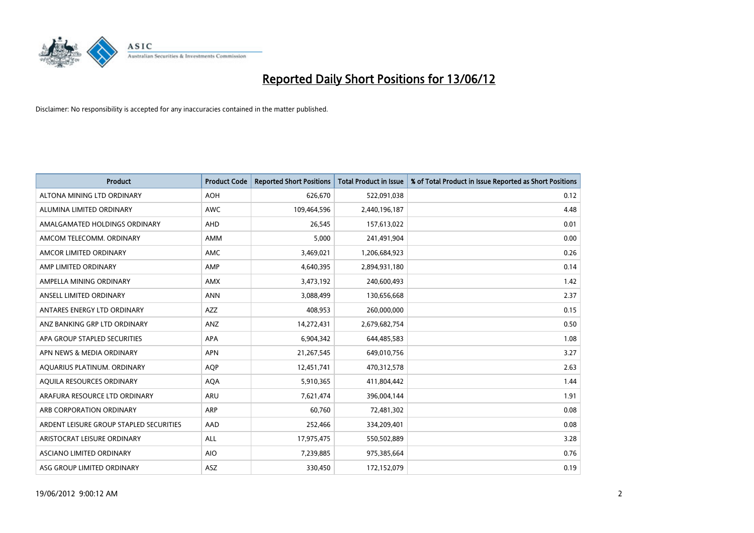# Reported Daily Short Positions for 13/06/12

Disclaimer: No responsibility is accepted for any inaccuracies contained in the matter published.

| Product | Product Code | Reported Short Positions | Total Product in Issue | % of Total Product in Issue Reported as Short Positions |
|---|---|---|---|---|
| ALTONA MINING LTD ORDINARY | AOH | 626,670 | 522,091,038 | 0.12 |
| ALUMINA LIMITED ORDINARY | AWC | 109,464,596 | 2,440,196,187 | 4.48 |
| AMALGAMATED HOLDINGS ORDINARY | AHD | 26,545 | 157,613,022 | 0.01 |
| AMCOM TELECOMM. ORDINARY | AMM | 5,000 | 241,491,904 | 0.00 |
| AMCOR LIMITED ORDINARY | AMC | 3,469,021 | 1,206,684,923 | 0.26 |
| AMP LIMITED ORDINARY | AMP | 4,640,395 | 2,894,931,180 | 0.14 |
| AMPELLA MINING ORDINARY | AMX | 3,473,192 | 240,600,493 | 1.42 |
| ANSELL LIMITED ORDINARY | ANN | 3,088,499 | 130,656,668 | 2.37 |
| ANTARES ENERGY LTD ORDINARY | AZZ | 408,953 | 260,000,000 | 0.15 |
| ANZ BANKING GRP LTD ORDINARY | ANZ | 14,272,431 | 2,679,682,754 | 0.50 |
| APA GROUP STAPLED SECURITIES | APA | 6,904,342 | 644,485,583 | 1.08 |
| APN NEWS & MEDIA ORDINARY | APN | 21,267,545 | 649,010,756 | 3.27 |
| AQUARIUS PLATINUM. ORDINARY | AQP | 12,451,741 | 470,312,578 | 2.63 |
| AQUILA RESOURCES ORDINARY | AQA | 5,910,365 | 411,804,442 | 1.44 |
| ARAFURA RESOURCE LTD ORDINARY | ARU | 7,621,474 | 396,004,144 | 1.91 |
| ARB CORPORATION ORDINARY | ARP | 60,760 | 72,481,302 | 0.08 |
| ARDENT LEISURE GROUP STAPLED SECURITIES | AAD | 252,466 | 334,209,401 | 0.08 |
| ARISTOCRAT LEISURE ORDINARY | ALL | 17,975,475 | 550,502,889 | 3.28 |
| ASCIANO LIMITED ORDINARY | AIO | 7,239,885 | 975,385,664 | 0.76 |
| ASG GROUP LIMITED ORDINARY | ASZ | 330,450 | 172,152,079 | 0.19 |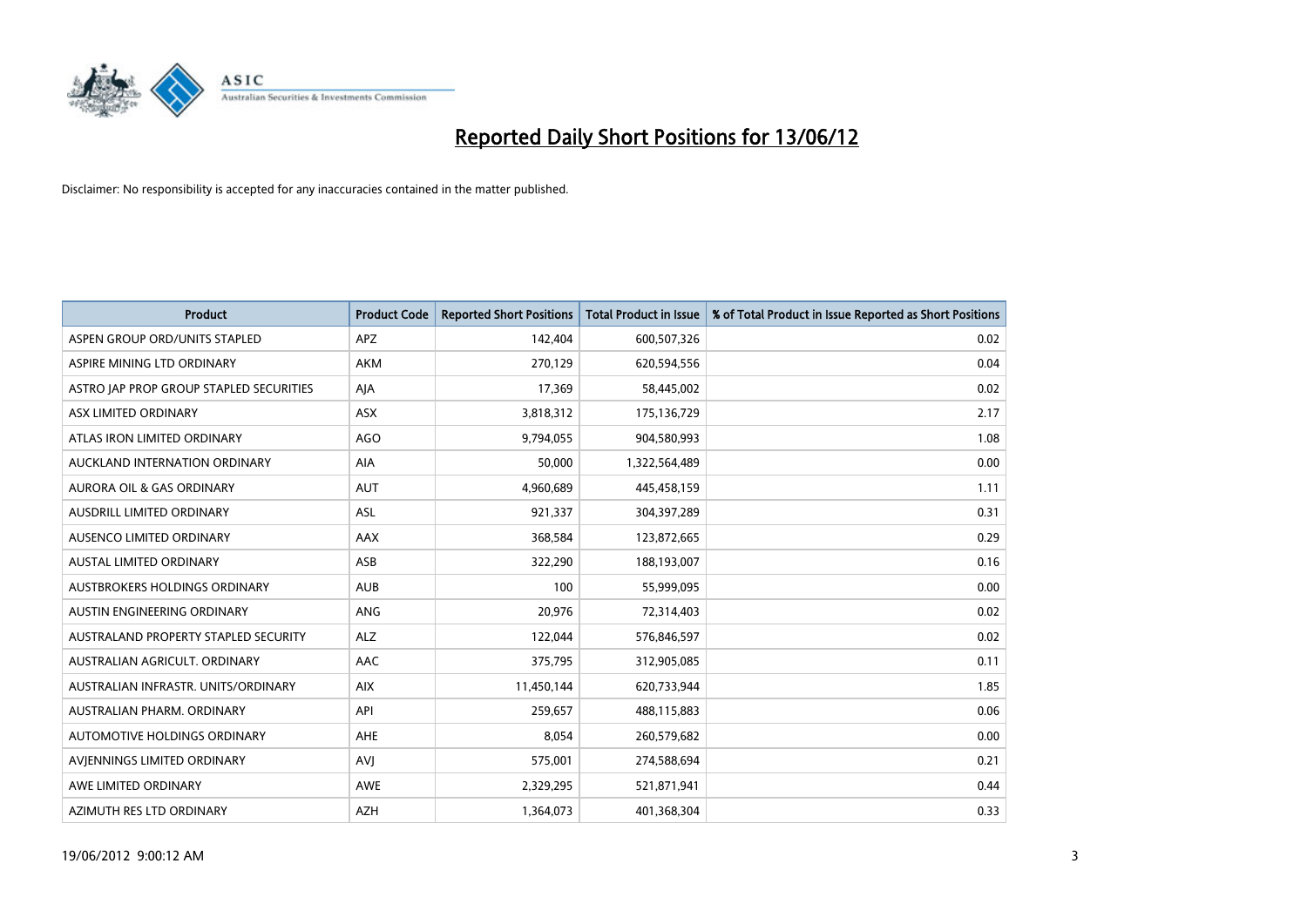# Reported Daily Short Positions for 13/06/12

Disclaimer: No responsibility is accepted for any inaccuracies contained in the matter published.

| Product | Product Code | Reported Short Positions | Total Product in Issue | % of Total Product in Issue Reported as Short Positions |
|---|---|---|---|---|
| ASPEN GROUP ORD/UNITS STAPLED | APZ | 142,404 | 600,507,326 | 0.02 |
| ASPIRE MINING LTD ORDINARY | AKM | 270,129 | 620,594,556 | 0.04 |
| ASTRO JAP PROP GROUP STAPLED SECURITIES | AJA | 17,369 | 58,445,002 | 0.02 |
| ASX LIMITED ORDINARY | ASX | 3,818,312 | 175,136,729 | 2.17 |
| ATLAS IRON LIMITED ORDINARY | AGO | 9,794,055 | 904,580,993 | 1.08 |
| AUCKLAND INTERNATION ORDINARY | AIA | 50,000 | 1,322,564,489 | 0.00 |
| AURORA OIL & GAS ORDINARY | AUT | 4,960,689 | 445,458,159 | 1.11 |
| AUSDRILL LIMITED ORDINARY | ASL | 921,337 | 304,397,289 | 0.31 |
| AUSENCO LIMITED ORDINARY | AAX | 368,584 | 123,872,665 | 0.29 |
| AUSTAL LIMITED ORDINARY | ASB | 322,290 | 188,193,007 | 0.16 |
| AUSTBROKERS HOLDINGS ORDINARY | AUB | 100 | 55,999,095 | 0.00 |
| AUSTIN ENGINEERING ORDINARY | ANG | 20,976 | 72,314,403 | 0.02 |
| AUSTRALAND PROPERTY STAPLED SECURITY | ALZ | 122,044 | 576,846,597 | 0.02 |
| AUSTRALIAN AGRICULT. ORDINARY | AAC | 375,795 | 312,905,085 | 0.11 |
| AUSTRALIAN INFRASTR. UNITS/ORDINARY | AIX | 11,450,144 | 620,733,944 | 1.85 |
| AUSTRALIAN PHARM. ORDINARY | API | 259,657 | 488,115,883 | 0.06 |
| AUTOMOTIVE HOLDINGS ORDINARY | AHE | 8,054 | 260,579,682 | 0.00 |
| AVJENNINGS LIMITED ORDINARY | AVJ | 575,001 | 274,588,694 | 0.21 |
| AWE LIMITED ORDINARY | AWE | 2,329,295 | 521,871,941 | 0.44 |
| AZIMUTH RES LTD ORDINARY | AZH | 1,364,073 | 401,368,304 | 0.33 |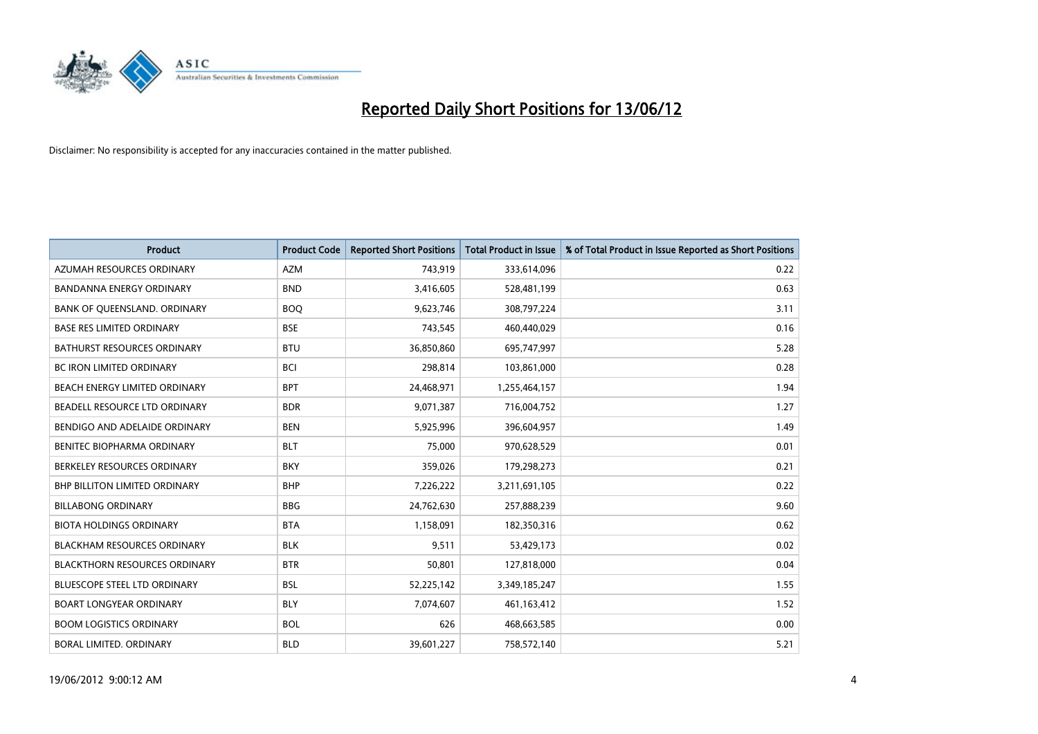# Reported Daily Short Positions for 13/06/12

Disclaimer: No responsibility is accepted for any inaccuracies contained in the matter published.

| Product | Product Code | Reported Short Positions | Total Product in Issue | % of Total Product in Issue Reported as Short Positions |
|---|---|---|---|---|
| AZUMAH RESOURCES ORDINARY | AZM | 743,919 | 333,614,096 | 0.22 |
| BANDANNA ENERGY ORDINARY | BND | 3,416,605 | 528,481,199 | 0.63 |
| BANK OF QUEENSLAND. ORDINARY | BOQ | 9,623,746 | 308,797,224 | 3.11 |
| BASE RES LIMITED ORDINARY | BSE | 743,545 | 460,440,029 | 0.16 |
| BATHURST RESOURCES ORDINARY | BTU | 36,850,860 | 695,747,997 | 5.28 |
| BC IRON LIMITED ORDINARY | BCI | 298,814 | 103,861,000 | 0.28 |
| BEACH ENERGY LIMITED ORDINARY | BPT | 24,468,971 | 1,255,464,157 | 1.94 |
| BEADELL RESOURCE LTD ORDINARY | BDR | 9,071,387 | 716,004,752 | 1.27 |
| BENDIGO AND ADELAIDE ORDINARY | BEN | 5,925,996 | 396,604,957 | 1.49 |
| BENITEC BIOPHARMA ORDINARY | BLT | 75,000 | 970,628,529 | 0.01 |
| BERKELEY RESOURCES ORDINARY | BKY | 359,026 | 179,298,273 | 0.21 |
| BHP BILLITON LIMITED ORDINARY | BHP | 7,226,222 | 3,211,691,105 | 0.22 |
| BILLABONG ORDINARY | BBG | 24,762,630 | 257,888,239 | 9.60 |
| BIOTA HOLDINGS ORDINARY | BTA | 1,158,091 | 182,350,316 | 0.62 |
| BLACKHAM RESOURCES ORDINARY | BLK | 9,511 | 53,429,173 | 0.02 |
| BLACKTHORN RESOURCES ORDINARY | BTR | 50,801 | 127,818,000 | 0.04 |
| BLUESCOPE STEEL LTD ORDINARY | BSL | 52,225,142 | 3,349,185,247 | 1.55 |
| BOART LONGYEAR ORDINARY | BLY | 7,074,607 | 461,163,412 | 1.52 |
| BOOM LOGISTICS ORDINARY | BOL | 626 | 468,663,585 | 0.00 |
| BORAL LIMITED. ORDINARY | BLD | 39,601,227 | 758,572,140 | 5.21 |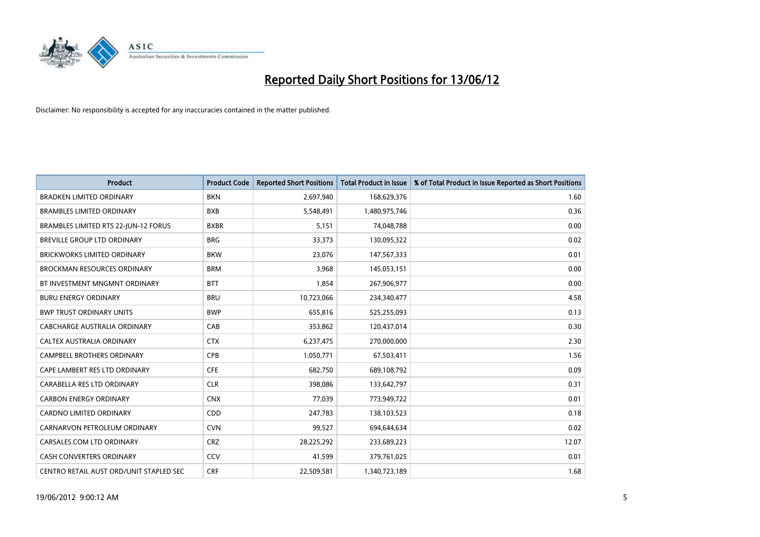# Reported Daily Short Positions for 13/06/12

Disclaimer: No responsibility is accepted for any inaccuracies contained in the matter published.

| Product | Product Code | Reported Short Positions | Total Product in Issue | % of Total Product in Issue Reported as Short Positions |
|---|---|---|---|---|
| BRADKEN LIMITED ORDINARY | BKN | 2,697,940 | 168,629,376 | 1.60 |
| BRAMBLES LIMITED ORDINARY | BXB | 5,548,491 | 1,480,975,746 | 0.36 |
| BRAMBLES LIMITED RTS 22-JUN-12 FORUS | BXBR | 5,151 | 74,048,788 | 0.00 |
| BREVILLE GROUP LTD ORDINARY | BRG | 33,373 | 130,095,322 | 0.02 |
| BRICKWORKS LIMITED ORDINARY | BKW | 23,076 | 147,567,333 | 0.01 |
| BROCKMAN RESOURCES ORDINARY | BRM | 3,968 | 145,053,151 | 0.00 |
| BT INVESTMENT MNGMNT ORDINARY | BTT | 1,854 | 267,906,977 | 0.00 |
| BURU ENERGY ORDINARY | BRU | 10,723,066 | 234,340,477 | 4.58 |
| BWP TRUST ORDINARY UNITS | BWP | 655,816 | 525,255,093 | 0.13 |
| CABCHARGE AUSTRALIA ORDINARY | CAB | 353,862 | 120,437,014 | 0.30 |
| CALTEX AUSTRALIA ORDINARY | CTX | 6,237,475 | 270,000,000 | 2.30 |
| CAMPBELL BROTHERS ORDINARY | CPB | 1,050,771 | 67,503,411 | 1.56 |
| CAPE LAMBERT RES LTD ORDINARY | CFE | 682,750 | 689,108,792 | 0.09 |
| CARABELLA RES LTD ORDINARY | CLR | 398,086 | 133,642,797 | 0.31 |
| CARBON ENERGY ORDINARY | CNX | 77,039 | 773,949,722 | 0.01 |
| CARDNO LIMITED ORDINARY | CDD | 247,783 | 138,103,523 | 0.18 |
| CARNARVON PETROLEUM ORDINARY | CVN | 99,527 | 694,644,634 | 0.02 |
| CARSALES.COM LTD ORDINARY | CRZ | 28,225,292 | 233,689,223 | 12.07 |
| CASH CONVERTERS ORDINARY | CCV | 41,599 | 379,761,025 | 0.01 |
| CENTRO RETAIL AUST ORD/UNIT STAPLED SEC | CRF | 22,509,581 | 1,340,723,189 | 1.68 |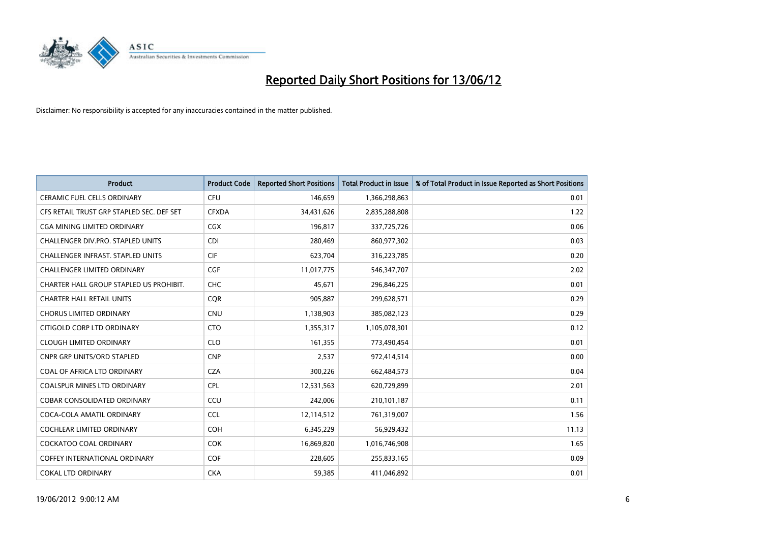# Reported Daily Short Positions for 13/06/12

Disclaimer: No responsibility is accepted for any inaccuracies contained in the matter published.

| Product | Product Code | Reported Short Positions | Total Product in Issue | % of Total Product in Issue Reported as Short Positions |
|---|---|---|---|---|
| CERAMIC FUEL CELLS ORDINARY | CFU | 146,659 | 1,366,298,863 | 0.01 |
| CFS RETAIL TRUST GRP STAPLED SEC. DEF SET | CFXDA | 34,431,626 | 2,835,288,808 | 1.22 |
| CGA MINING LIMITED ORDINARY | CGX | 196,817 | 337,725,726 | 0.06 |
| CHALLENGER DIV.PRO. STAPLED UNITS | CDI | 280,469 | 860,977,302 | 0.03 |
| CHALLENGER INFRAST. STAPLED UNITS | CIF | 623,704 | 316,223,785 | 0.20 |
| CHALLENGER LIMITED ORDINARY | CGF | 11,017,775 | 546,347,707 | 2.02 |
| CHARTER HALL GROUP STAPLED US PROHIBIT. | CHC | 45,671 | 296,846,225 | 0.01 |
| CHARTER HALL RETAIL UNITS | CQR | 905,887 | 299,628,571 | 0.29 |
| CHORUS LIMITED ORDINARY | CNU | 1,138,903 | 385,082,123 | 0.29 |
| CITIGOLD CORP LTD ORDINARY | CTO | 1,355,317 | 1,105,078,301 | 0.12 |
| CLOUGH LIMITED ORDINARY | CLO | 161,355 | 773,490,454 | 0.01 |
| CNPR GRP UNITS/ORD STAPLED | CNP | 2,537 | 972,414,514 | 0.00 |
| COAL OF AFRICA LTD ORDINARY | CZA | 300,226 | 662,484,573 | 0.04 |
| COALSPUR MINES LTD ORDINARY | CPL | 12,531,563 | 620,729,899 | 2.01 |
| COBAR CONSOLIDATED ORDINARY | CCU | 242,006 | 210,101,187 | 0.11 |
| COCA-COLA AMATIL ORDINARY | CCL | 12,114,512 | 761,319,007 | 1.56 |
| COCHLEAR LIMITED ORDINARY | COH | 6,345,229 | 56,929,432 | 11.13 |
| COCKATOO COAL ORDINARY | COK | 16,869,820 | 1,016,746,908 | 1.65 |
| COFFEY INTERNATIONAL ORDINARY | COF | 228,605 | 255,833,165 | 0.09 |
| COKAL LTD ORDINARY | CKA | 59,385 | 411,046,892 | 0.01 |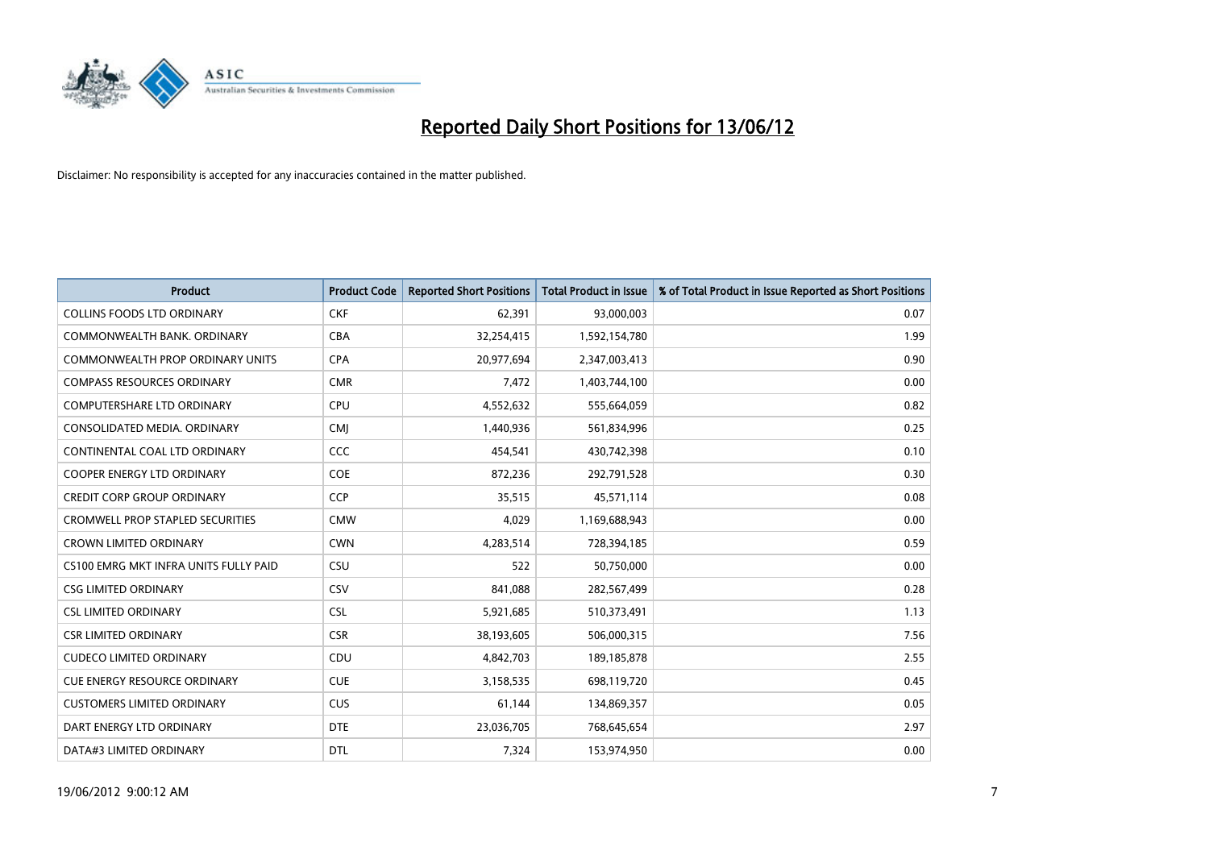# Reported Daily Short Positions for 13/06/12

Disclaimer: No responsibility is accepted for any inaccuracies contained in the matter published.

| Product | Product Code | Reported Short Positions | Total Product in Issue | % of Total Product in Issue Reported as Short Positions |
|---|---|---|---|---|
| COLLINS FOODS LTD ORDINARY | CKF | 62,391 | 93,000,003 | 0.07 |
| COMMONWEALTH BANK. ORDINARY | CBA | 32,254,415 | 1,592,154,780 | 1.99 |
| COMMONWEALTH PROP ORDINARY UNITS | CPA | 20,977,694 | 2,347,003,413 | 0.90 |
| COMPASS RESOURCES ORDINARY | CMR | 7,472 | 1,403,744,100 | 0.00 |
| COMPUTERSHARE LTD ORDINARY | CPU | 4,552,632 | 555,664,059 | 0.82 |
| CONSOLIDATED MEDIA. ORDINARY | CMJ | 1,440,936 | 561,834,996 | 0.25 |
| CONTINENTAL COAL LTD ORDINARY | CCC | 454,541 | 430,742,398 | 0.10 |
| COOPER ENERGY LTD ORDINARY | COE | 872,236 | 292,791,528 | 0.30 |
| CREDIT CORP GROUP ORDINARY | CCP | 35,515 | 45,571,114 | 0.08 |
| CROMWELL PROP STAPLED SECURITIES | CMW | 4,029 | 1,169,688,943 | 0.00 |
| CROWN LIMITED ORDINARY | CWN | 4,283,514 | 728,394,185 | 0.59 |
| CS100 EMRG MKT INFRA UNITS FULLY PAID | CSU | 522 | 50,750,000 | 0.00 |
| CSG LIMITED ORDINARY | CSV | 841,088 | 282,567,499 | 0.28 |
| CSL LIMITED ORDINARY | CSL | 5,921,685 | 510,373,491 | 1.13 |
| CSR LIMITED ORDINARY | CSR | 38,193,605 | 506,000,315 | 7.56 |
| CUDECO LIMITED ORDINARY | CDU | 4,842,703 | 189,185,878 | 2.55 |
| CUE ENERGY RESOURCE ORDINARY | CUE | 3,158,535 | 698,119,720 | 0.45 |
| CUSTOMERS LIMITED ORDINARY | CUS | 61,144 | 134,869,357 | 0.05 |
| DART ENERGY LTD ORDINARY | DTE | 23,036,705 | 768,645,654 | 2.97 |
| DATA#3 LIMITED ORDINARY | DTL | 7,324 | 153,974,950 | 0.00 |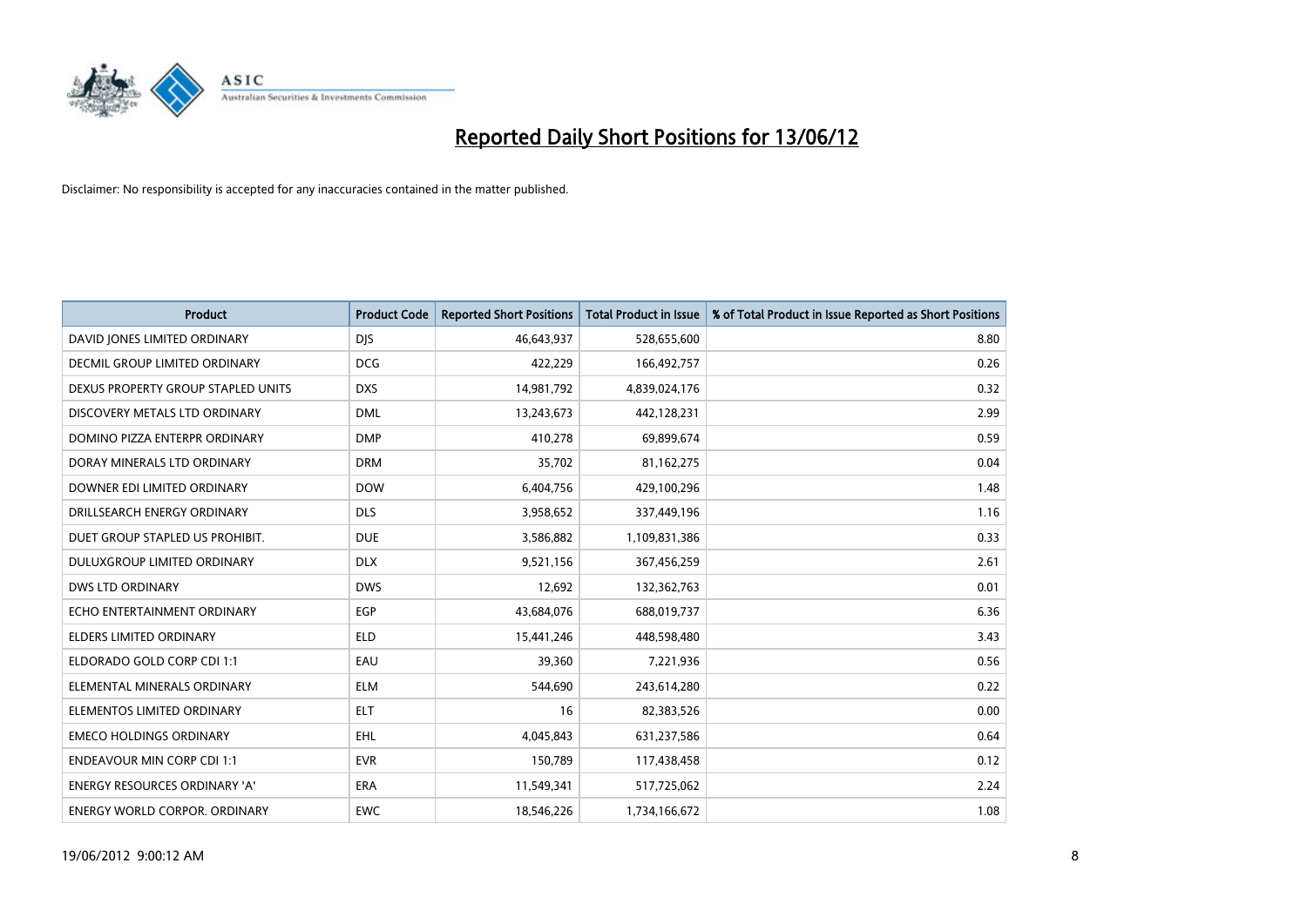# Reported Daily Short Positions for 13/06/12

Disclaimer: No responsibility is accepted for any inaccuracies contained in the matter published.

| Product | Product Code | Reported Short Positions | Total Product in Issue | % of Total Product in Issue Reported as Short Positions |
|---|---|---|---|---|
| DAVID JONES LIMITED ORDINARY | DJS | 46,643,937 | 528,655,600 | 8.80 |
| DECMIL GROUP LIMITED ORDINARY | DCG | 422,229 | 166,492,757 | 0.26 |
| DEXUS PROPERTY GROUP STAPLED UNITS | DXS | 14,981,792 | 4,839,024,176 | 0.32 |
| DISCOVERY METALS LTD ORDINARY | DML | 13,243,673 | 442,128,231 | 2.99 |
| DOMINO PIZZA ENTERPR ORDINARY | DMP | 410,278 | 69,899,674 | 0.59 |
| DORAY MINERALS LTD ORDINARY | DRM | 35,702 | 81,162,275 | 0.04 |
| DOWNER EDI LIMITED ORDINARY | DOW | 6,404,756 | 429,100,296 | 1.48 |
| DRILLSEARCH ENERGY ORDINARY | DLS | 3,958,652 | 337,449,196 | 1.16 |
| DUET GROUP STAPLED US PROHIBIT. | DUE | 3,586,882 | 1,109,831,386 | 0.33 |
| DULUXGROUP LIMITED ORDINARY | DLX | 9,521,156 | 367,456,259 | 2.61 |
| DWS LTD ORDINARY | DWS | 12,692 | 132,362,763 | 0.01 |
| ECHO ENTERTAINMENT ORDINARY | EGP | 43,684,076 | 688,019,737 | 6.36 |
| ELDERS LIMITED ORDINARY | ELD | 15,441,246 | 448,598,480 | 3.43 |
| ELDORADO GOLD CORP CDI 1:1 | EAU | 39,360 | 7,221,936 | 0.56 |
| ELEMENTAL MINERALS ORDINARY | ELM | 544,690 | 243,614,280 | 0.22 |
| ELEMENTOS LIMITED ORDINARY | ELT | 16 | 82,383,526 | 0.00 |
| EMECO HOLDINGS ORDINARY | EHL | 4,045,843 | 631,237,586 | 0.64 |
| ENDEAVOUR MIN CORP CDI 1:1 | EVR | 150,789 | 117,438,458 | 0.12 |
| ENERGY RESOURCES ORDINARY 'A' | ERA | 11,549,341 | 517,725,062 | 2.24 |
| ENERGY WORLD CORPOR. ORDINARY | EWC | 18,546,226 | 1,734,166,672 | 1.08 |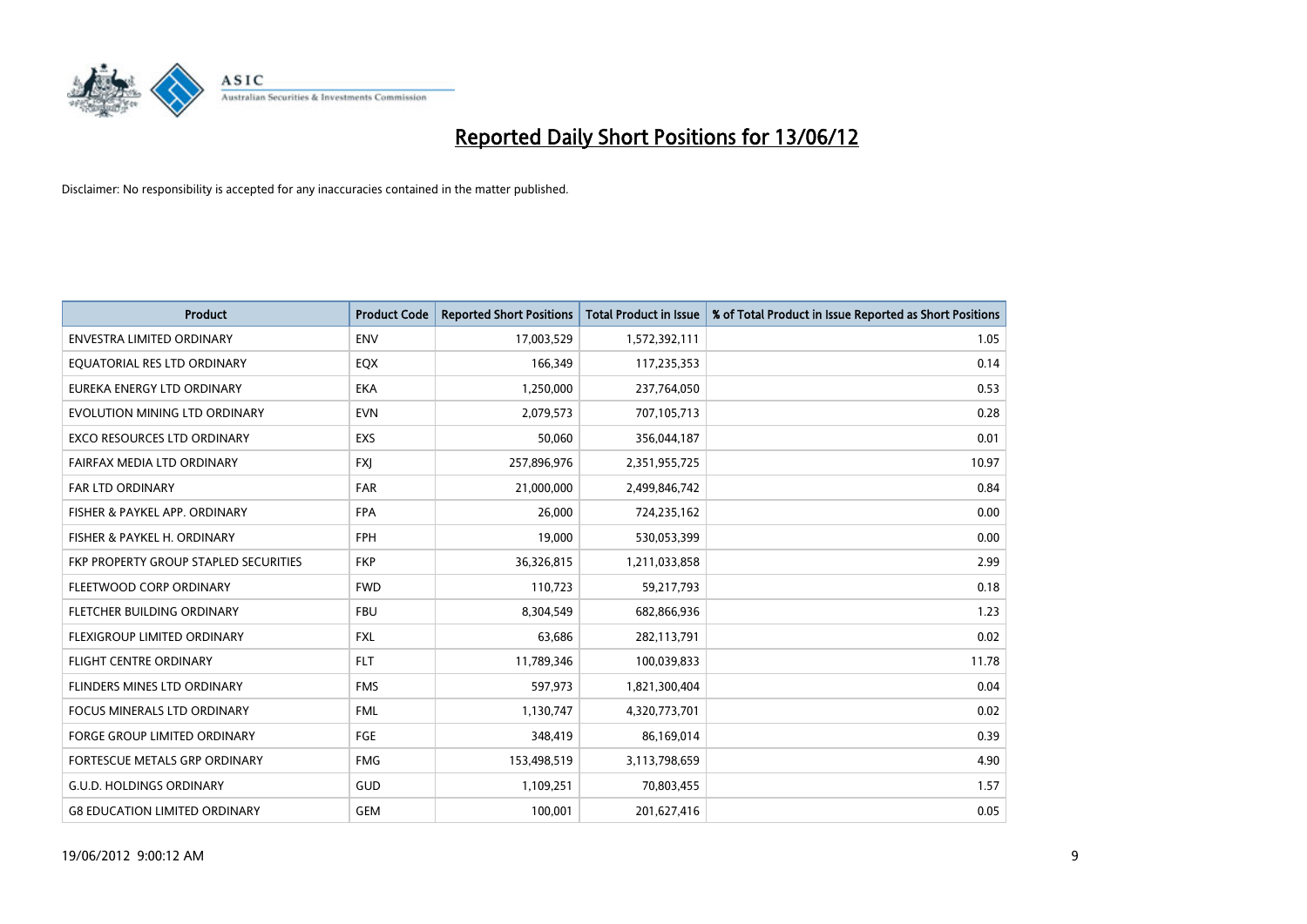# Reported Daily Short Positions for 13/06/12

Disclaimer: No responsibility is accepted for any inaccuracies contained in the matter published.

| Product | Product Code | Reported Short Positions | Total Product in Issue | % of Total Product in Issue Reported as Short Positions |
|---|---|---|---|---|
| ENVESTRA LIMITED ORDINARY | ENV | 17,003,529 | 1,572,392,111 | 1.05 |
| EQUATORIAL RES LTD ORDINARY | EQX | 166,349 | 117,235,353 | 0.14 |
| EUREKA ENERGY LTD ORDINARY | EKA | 1,250,000 | 237,764,050 | 0.53 |
| EVOLUTION MINING LTD ORDINARY | EVN | 2,079,573 | 707,105,713 | 0.28 |
| EXCO RESOURCES LTD ORDINARY | EXS | 50,060 | 356,044,187 | 0.01 |
| FAIRFAX MEDIA LTD ORDINARY | FXJ | 257,896,976 | 2,351,955,725 | 10.97 |
| FAR LTD ORDINARY | FAR | 21,000,000 | 2,499,846,742 | 0.84 |
| FISHER & PAYKEL APP. ORDINARY | FPA | 26,000 | 724,235,162 | 0.00 |
| FISHER & PAYKEL H. ORDINARY | FPH | 19,000 | 530,053,399 | 0.00 |
| FKP PROPERTY GROUP STAPLED SECURITIES | FKP | 36,326,815 | 1,211,033,858 | 2.99 |
| FLEETWOOD CORP ORDINARY | FWD | 110,723 | 59,217,793 | 0.18 |
| FLETCHER BUILDING ORDINARY | FBU | 8,304,549 | 682,866,936 | 1.23 |
| FLEXIGROUP LIMITED ORDINARY | FXL | 63,686 | 282,113,791 | 0.02 |
| FLIGHT CENTRE ORDINARY | FLT | 11,789,346 | 100,039,833 | 11.78 |
| FLINDERS MINES LTD ORDINARY | FMS | 597,973 | 1,821,300,404 | 0.04 |
| FOCUS MINERALS LTD ORDINARY | FML | 1,130,747 | 4,320,773,701 | 0.02 |
| FORGE GROUP LIMITED ORDINARY | FGE | 348,419 | 86,169,014 | 0.39 |
| FORTESCUE METALS GRP ORDINARY | FMG | 153,498,519 | 3,113,798,659 | 4.90 |
| G.U.D. HOLDINGS ORDINARY | GUD | 1,109,251 | 70,803,455 | 1.57 |
| G8 EDUCATION LIMITED ORDINARY | GEM | 100,001 | 201,627,416 | 0.05 |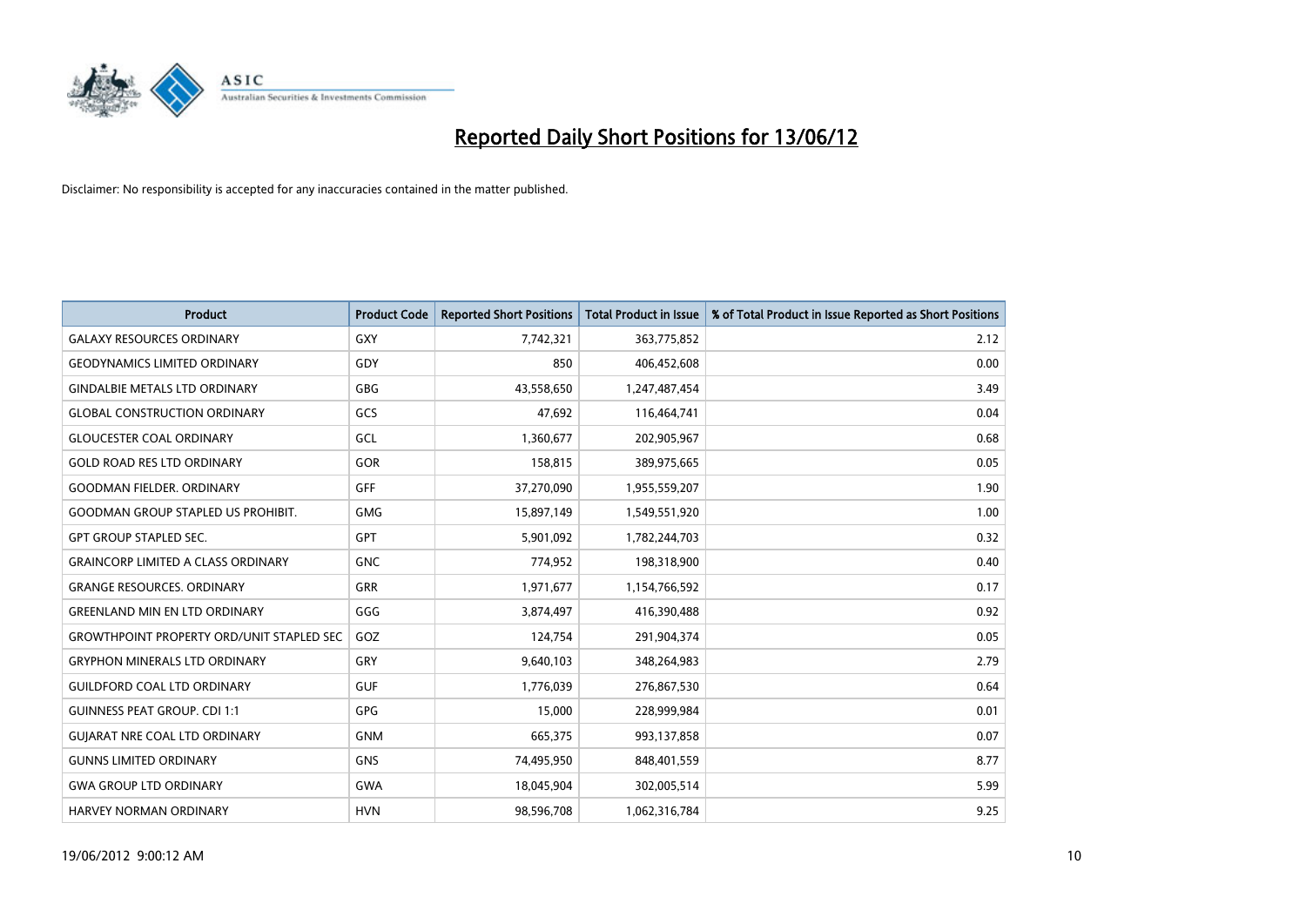# Reported Daily Short Positions for 13/06/12

Disclaimer: No responsibility is accepted for any inaccuracies contained in the matter published.

| Product | Product Code | Reported Short Positions | Total Product in Issue | % of Total Product in Issue Reported as Short Positions |
|---|---|---|---|---|
| GALAXY RESOURCES ORDINARY | GXY | 7,742,321 | 363,775,852 | 2.12 |
| GEODYNAMICS LIMITED ORDINARY | GDY | 850 | 406,452,608 | 0.00 |
| GINDALBIE METALS LTD ORDINARY | GBG | 43,558,650 | 1,247,487,454 | 3.49 |
| GLOBAL CONSTRUCTION ORDINARY | GCS | 47,692 | 116,464,741 | 0.04 |
| GLOUCESTER COAL ORDINARY | GCL | 1,360,677 | 202,905,967 | 0.68 |
| GOLD ROAD RES LTD ORDINARY | GOR | 158,815 | 389,975,665 | 0.05 |
| GOODMAN FIELDER. ORDINARY | GFF | 37,270,090 | 1,955,559,207 | 1.90 |
| GOODMAN GROUP STAPLED US PROHIBIT. | GMG | 15,897,149 | 1,549,551,920 | 1.00 |
| GPT GROUP STAPLED SEC. | GPT | 5,901,092 | 1,782,244,703 | 0.32 |
| GRAINCORP LIMITED A CLASS ORDINARY | GNC | 774,952 | 198,318,900 | 0.40 |
| GRANGE RESOURCES. ORDINARY | GRR | 1,971,677 | 1,154,766,592 | 0.17 |
| GREENLAND MIN EN LTD ORDINARY | GGG | 3,874,497 | 416,390,488 | 0.92 |
| GROWTHPOINT PROPERTY ORD/UNIT STAPLED SEC | GOZ | 124,754 | 291,904,374 | 0.05 |
| GRYPHON MINERALS LTD ORDINARY | GRY | 9,640,103 | 348,264,983 | 2.79 |
| GUILDFORD COAL LTD ORDINARY | GUF | 1,776,039 | 276,867,530 | 0.64 |
| GUINNESS PEAT GROUP. CDI 1:1 | GPG | 15,000 | 228,999,984 | 0.01 |
| GUJARAT NRE COAL LTD ORDINARY | GNM | 665,375 | 993,137,858 | 0.07 |
| GUNNS LIMITED ORDINARY | GNS | 74,495,950 | 848,401,559 | 8.77 |
| GWA GROUP LTD ORDINARY | GWA | 18,045,904 | 302,005,514 | 5.99 |
| HARVEY NORMAN ORDINARY | HVN | 98,596,708 | 1,062,316,784 | 9.25 |

19/06/2012 9:00:12 AM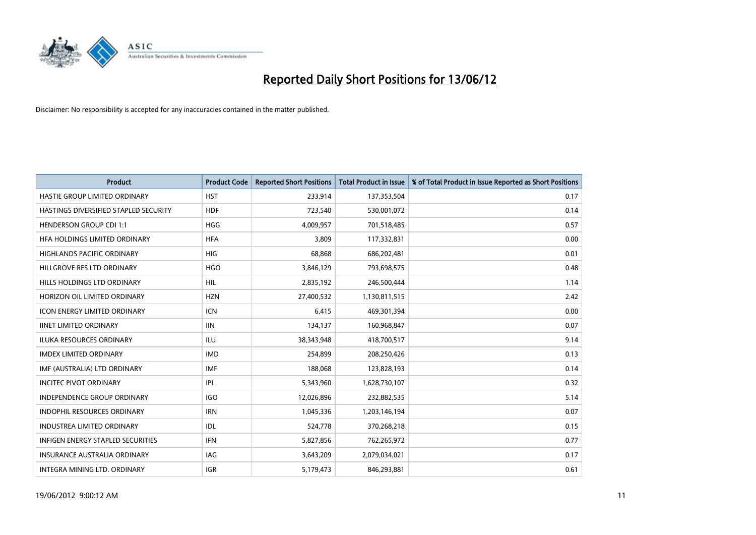# Reported Daily Short Positions for 13/06/12

Disclaimer: No responsibility is accepted for any inaccuracies contained in the matter published.

| Product | Product Code | Reported Short Positions | Total Product in Issue | % of Total Product in Issue Reported as Short Positions |
|---|---|---|---|---|
| HASTIE GROUP LIMITED ORDINARY | HST | 233,914 | 137,353,504 | 0.17 |
| HASTINGS DIVERSIFIED STAPLED SECURITY | HDF | 723,540 | 530,001,072 | 0.14 |
| HENDERSON GROUP CDI 1:1 | HGG | 4,009,957 | 701,518,485 | 0.57 |
| HFA HOLDINGS LIMITED ORDINARY | HFA | 3,809 | 117,332,831 | 0.00 |
| HIGHLANDS PACIFIC ORDINARY | HIG | 68,868 | 686,202,481 | 0.01 |
| HILLGROVE RES LTD ORDINARY | HGO | 3,846,129 | 793,698,575 | 0.48 |
| HILLS HOLDINGS LTD ORDINARY | HIL | 2,835,192 | 246,500,444 | 1.14 |
| HORIZON OIL LIMITED ORDINARY | HZN | 27,400,532 | 1,130,811,515 | 2.42 |
| ICON ENERGY LIMITED ORDINARY | ICN | 6,415 | 469,301,394 | 0.00 |
| IINET LIMITED ORDINARY | IIN | 134,137 | 160,968,847 | 0.07 |
| ILUKA RESOURCES ORDINARY | ILU | 38,343,948 | 418,700,517 | 9.14 |
| IMDEX LIMITED ORDINARY | IMD | 254,899 | 208,250,426 | 0.13 |
| IMF (AUSTRALIA) LTD ORDINARY | IMF | 188,068 | 123,828,193 | 0.14 |
| INCITEC PIVOT ORDINARY | IPL | 5,343,960 | 1,628,730,107 | 0.32 |
| INDEPENDENCE GROUP ORDINARY | IGO | 12,026,896 | 232,882,535 | 5.14 |
| INDOPHIL RESOURCES ORDINARY | IRN | 1,045,336 | 1,203,146,194 | 0.07 |
| INDUSTREA LIMITED ORDINARY | IDL | 524,778 | 370,268,218 | 0.15 |
| INFIGEN ENERGY STAPLED SECURITIES | IFN | 5,827,856 | 762,265,972 | 0.77 |
| INSURANCE AUSTRALIA ORDINARY | IAG | 3,643,209 | 2,079,034,021 | 0.17 |
| INTEGRA MINING LTD. ORDINARY | IGR | 5,179,473 | 846,293,881 | 0.61 |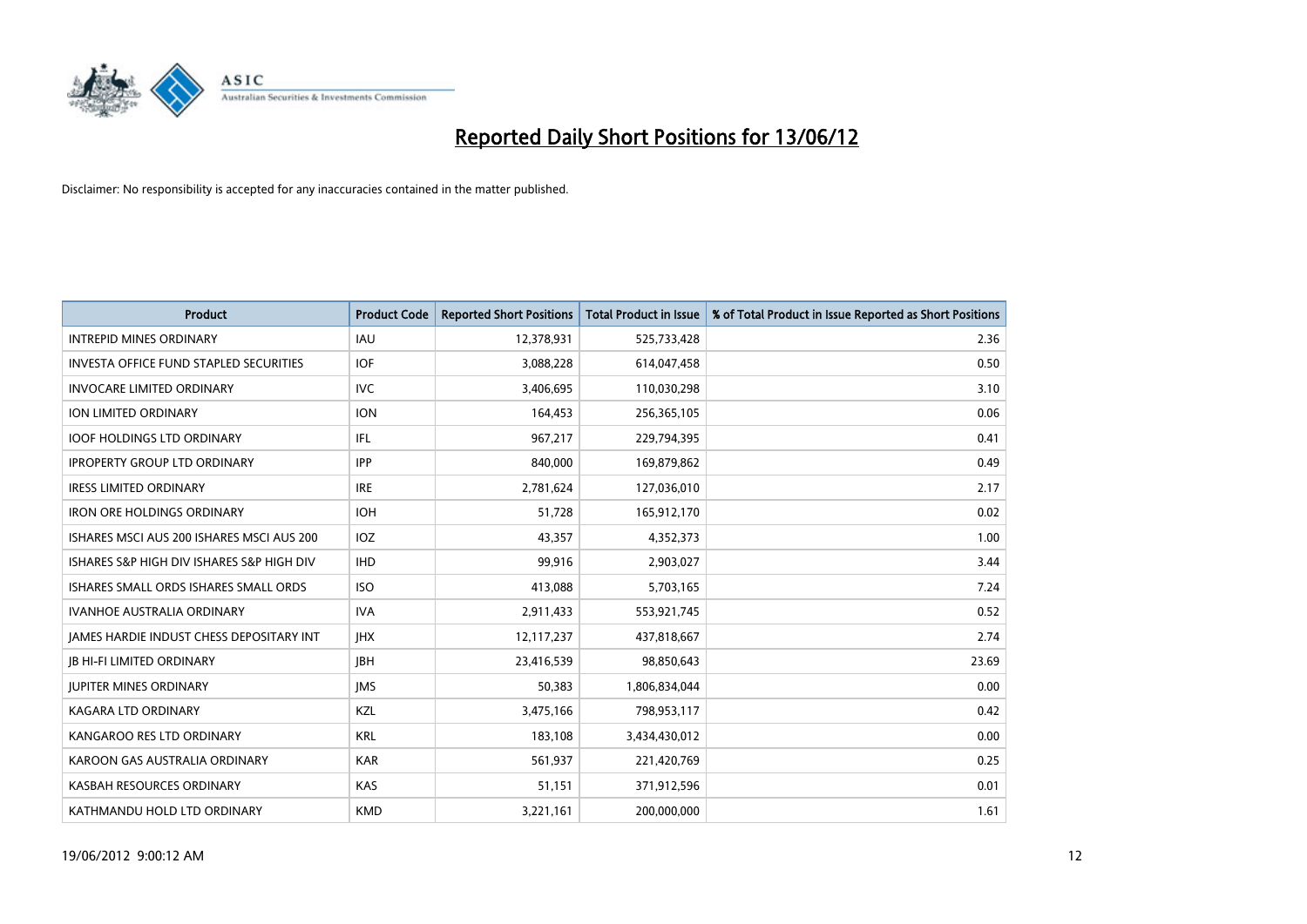# Reported Daily Short Positions for 13/06/12

Disclaimer: No responsibility is accepted for any inaccuracies contained in the matter published.

| Product | Product Code | Reported Short Positions | Total Product in Issue | % of Total Product in Issue Reported as Short Positions |
|---|---|---|---|---|
| INTREPID MINES ORDINARY | IAU | 12,378,931 | 525,733,428 | 2.36 |
| INVESTA OFFICE FUND STAPLED SECURITIES | IOF | 3,088,228 | 614,047,458 | 0.50 |
| INVOCARE LIMITED ORDINARY | IVC | 3,406,695 | 110,030,298 | 3.10 |
| ION LIMITED ORDINARY | ION | 164,453 | 256,365,105 | 0.06 |
| IOOF HOLDINGS LTD ORDINARY | IFL | 967,217 | 229,794,395 | 0.41 |
| IPROPERTY GROUP LTD ORDINARY | IPP | 840,000 | 169,879,862 | 0.49 |
| IRESS LIMITED ORDINARY | IRE | 2,781,624 | 127,036,010 | 2.17 |
| IRON ORE HOLDINGS ORDINARY | IOH | 51,728 | 165,912,170 | 0.02 |
| ISHARES MSCI AUS 200 ISHARES MSCI AUS 200 | IOZ | 43,357 | 4,352,373 | 1.00 |
| ISHARES S&P HIGH DIV ISHARES S&P HIGH DIV | IHD | 99,916 | 2,903,027 | 3.44 |
| ISHARES SMALL ORDS ISHARES SMALL ORDS | ISO | 413,088 | 5,703,165 | 7.24 |
| IVANHOE AUSTRALIA ORDINARY | IVA | 2,911,433 | 553,921,745 | 0.52 |
| JAMES HARDIE INDUST CHESS DEPOSITARY INT | JHX | 12,117,237 | 437,818,667 | 2.74 |
| JB HI-FI LIMITED ORDINARY | JBH | 23,416,539 | 98,850,643 | 23.69 |
| JUPITER MINES ORDINARY | JMS | 50,383 | 1,806,834,044 | 0.00 |
| KAGARA LTD ORDINARY | KZL | 3,475,166 | 798,953,117 | 0.42 |
| KANGAROO RES LTD ORDINARY | KRL | 183,108 | 3,434,430,012 | 0.00 |
| KAROON GAS AUSTRALIA ORDINARY | KAR | 561,937 | 221,420,769 | 0.25 |
| KASBAH RESOURCES ORDINARY | KAS | 51,151 | 371,912,596 | 0.01 |
| KATHMANDU HOLD LTD ORDINARY | KMD | 3,221,161 | 200,000,000 | 1.61 |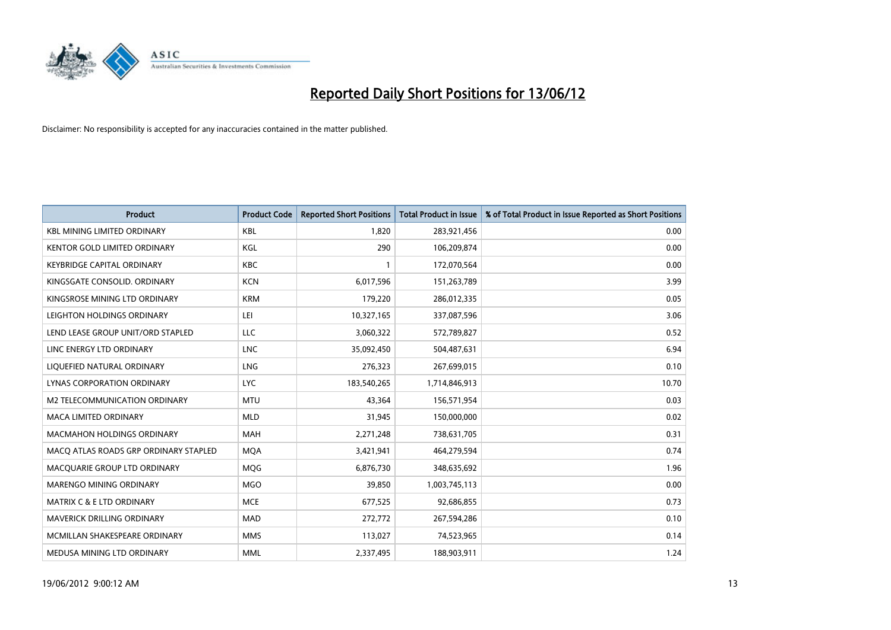# Reported Daily Short Positions for 13/06/12

Disclaimer: No responsibility is accepted for any inaccuracies contained in the matter published.

| Product | Product Code | Reported Short Positions | Total Product in Issue | % of Total Product in Issue Reported as Short Positions |
|---|---|---|---|---|
| KBL MINING LIMITED ORDINARY | KBL | 1,820 | 283,921,456 | 0.00 |
| KENTOR GOLD LIMITED ORDINARY | KGL | 290 | 106,209,874 | 0.00 |
| KEYBRIDGE CAPITAL ORDINARY | KBC | 1 | 172,070,564 | 0.00 |
| KINGSGATE CONSOLID. ORDINARY | KCN | 6,017,596 | 151,263,789 | 3.99 |
| KINGSROSE MINING LTD ORDINARY | KRM | 179,220 | 286,012,335 | 0.05 |
| LEIGHTON HOLDINGS ORDINARY | LEI | 10,327,165 | 337,087,596 | 3.06 |
| LEND LEASE GROUP UNIT/ORD STAPLED | LLC | 3,060,322 | 572,789,827 | 0.52 |
| LINC ENERGY LTD ORDINARY | LNC | 35,092,450 | 504,487,631 | 6.94 |
| LIQUEFIED NATURAL ORDINARY | LNG | 276,323 | 267,699,015 | 0.10 |
| LYNAS CORPORATION ORDINARY | LYC | 183,540,265 | 1,714,846,913 | 10.70 |
| M2 TELECOMMUNICATION ORDINARY | MTU | 43,364 | 156,571,954 | 0.03 |
| MACA LIMITED ORDINARY | MLD | 31,945 | 150,000,000 | 0.02 |
| MACMAHON HOLDINGS ORDINARY | MAH | 2,271,248 | 738,631,705 | 0.31 |
| MACQ ATLAS ROADS GRP ORDINARY STAPLED | MQA | 3,421,941 | 464,279,594 | 0.74 |
| MACQUARIE GROUP LTD ORDINARY | MQG | 6,876,730 | 348,635,692 | 1.96 |
| MARENGO MINING ORDINARY | MGO | 39,850 | 1,003,745,113 | 0.00 |
| MATRIX C & E LTD ORDINARY | MCE | 677,525 | 92,686,855 | 0.73 |
| MAVERICK DRILLING ORDINARY | MAD | 272,772 | 267,594,286 | 0.10 |
| MCMILLAN SHAKESPEARE ORDINARY | MMS | 113,027 | 74,523,965 | 0.14 |
| MEDUSA MINING LTD ORDINARY | MML | 2,337,495 | 188,903,911 | 1.24 |

19/06/2012 9:00:12 AM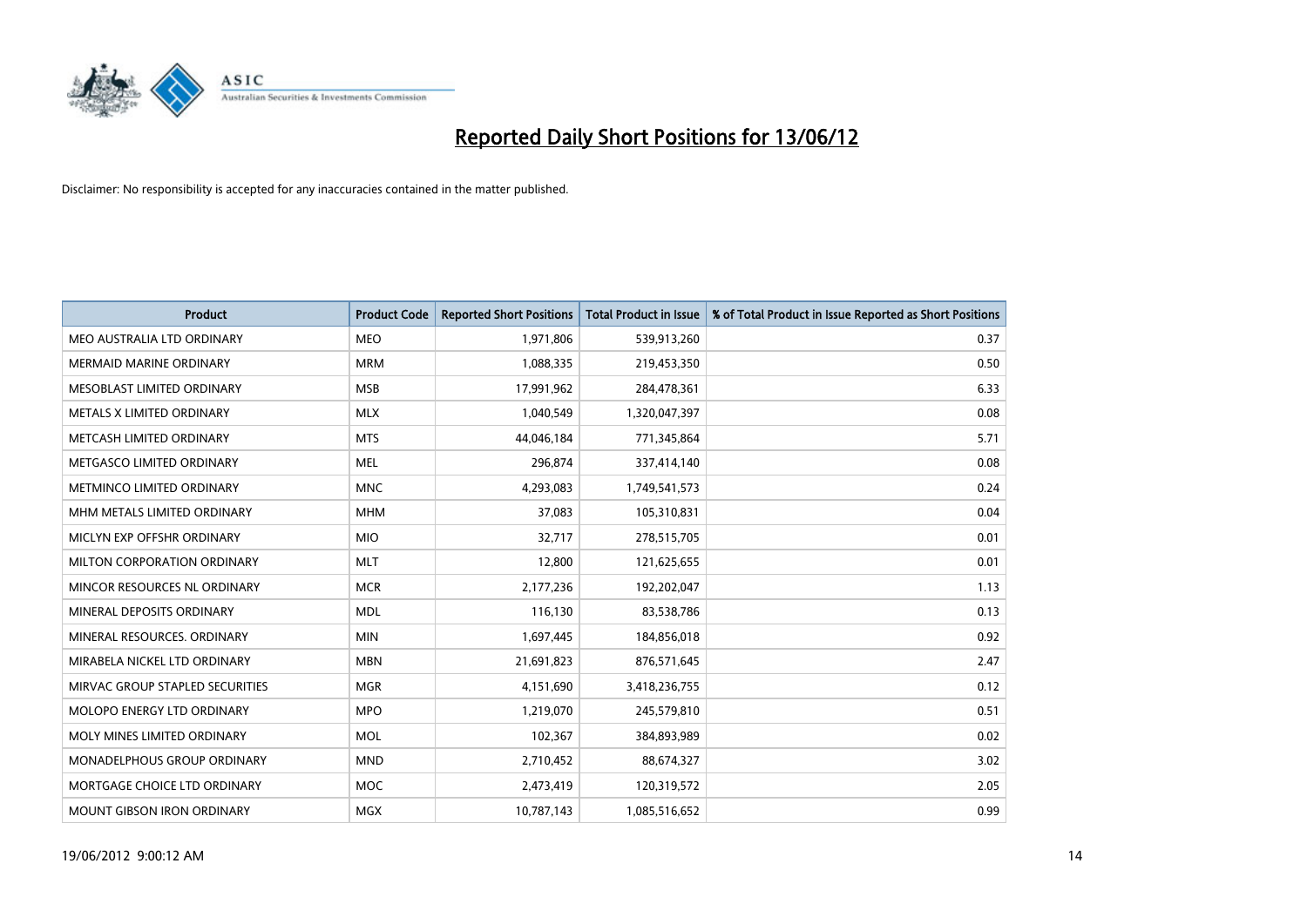# Reported Daily Short Positions for 13/06/12

Disclaimer: No responsibility is accepted for any inaccuracies contained in the matter published.

| Product | Product Code | Reported Short Positions | Total Product in Issue | % of Total Product in Issue Reported as Short Positions |
|---|---|---|---|---|
| MEO AUSTRALIA LTD ORDINARY | MEO | 1,971,806 | 539,913,260 | 0.37 |
| MERMAID MARINE ORDINARY | MRM | 1,088,335 | 219,453,350 | 0.50 |
| MESOBLAST LIMITED ORDINARY | MSB | 17,991,962 | 284,478,361 | 6.33 |
| METALS X LIMITED ORDINARY | MLX | 1,040,549 | 1,320,047,397 | 0.08 |
| METCASH LIMITED ORDINARY | MTS | 44,046,184 | 771,345,864 | 5.71 |
| METGASCO LIMITED ORDINARY | MEL | 296,874 | 337,414,140 | 0.08 |
| METMINCO LIMITED ORDINARY | MNC | 4,293,083 | 1,749,541,573 | 0.24 |
| MHM METALS LIMITED ORDINARY | MHM | 37,083 | 105,310,831 | 0.04 |
| MICLYN EXP OFFSHR ORDINARY | MIO | 32,717 | 278,515,705 | 0.01 |
| MILTON CORPORATION ORDINARY | MLT | 12,800 | 121,625,655 | 0.01 |
| MINCOR RESOURCES NL ORDINARY | MCR | 2,177,236 | 192,202,047 | 1.13 |
| MINERAL DEPOSITS ORDINARY | MDL | 116,130 | 83,538,786 | 0.13 |
| MINERAL RESOURCES. ORDINARY | MIN | 1,697,445 | 184,856,018 | 0.92 |
| MIRABELA NICKEL LTD ORDINARY | MBN | 21,691,823 | 876,571,645 | 2.47 |
| MIRVAC GROUP STAPLED SECURITIES | MGR | 4,151,690 | 3,418,236,755 | 0.12 |
| MOLOPO ENERGY LTD ORDINARY | MPO | 1,219,070 | 245,579,810 | 0.51 |
| MOLY MINES LIMITED ORDINARY | MOL | 102,367 | 384,893,989 | 0.02 |
| MONADELPHOUS GROUP ORDINARY | MND | 2,710,452 | 88,674,327 | 3.02 |
| MORTGAGE CHOICE LTD ORDINARY | MOC | 2,473,419 | 120,319,572 | 2.05 |
| MOUNT GIBSON IRON ORDINARY | MGX | 10,787,143 | 1,085,516,652 | 0.99 |

19/06/2012 9:00:12 AM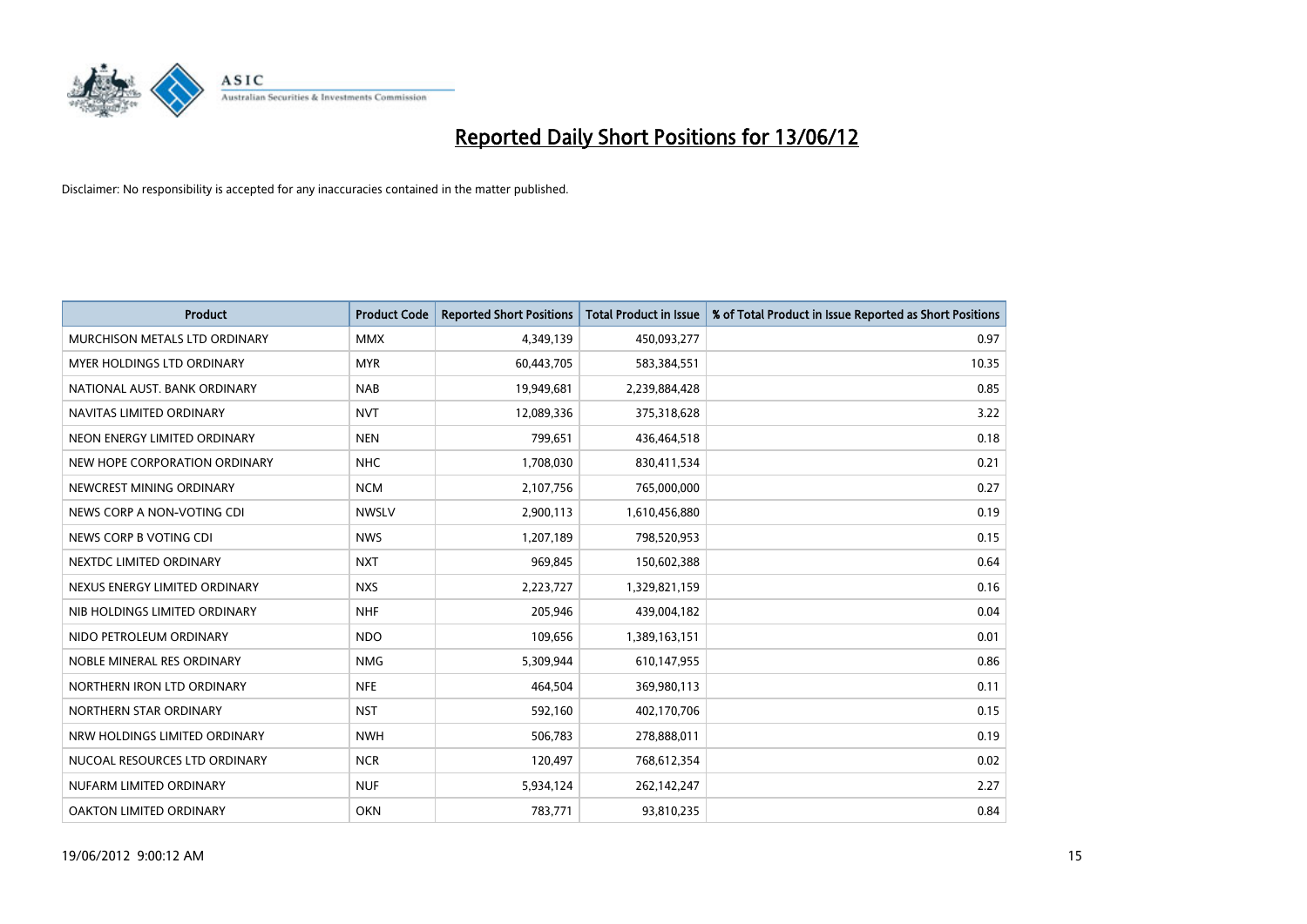# Reported Daily Short Positions for 13/06/12

Disclaimer: No responsibility is accepted for any inaccuracies contained in the matter published.

| Product | Product Code | Reported Short Positions | Total Product in Issue | % of Total Product in Issue Reported as Short Positions |
| --- | --- | --- | --- | --- |
| MURCHISON METALS LTD ORDINARY | MMX | 4,349,139 | 450,093,277 | 0.97 |
| MYER HOLDINGS LTD ORDINARY | MYR | 60,443,705 | 583,384,551 | 10.35 |
| NATIONAL AUST. BANK ORDINARY | NAB | 19,949,681 | 2,239,884,428 | 0.85 |
| NAVITAS LIMITED ORDINARY | NVT | 12,089,336 | 375,318,628 | 3.22 |
| NEON ENERGY LIMITED ORDINARY | NEN | 799,651 | 436,464,518 | 0.18 |
| NEW HOPE CORPORATION ORDINARY | NHC | 1,708,030 | 830,411,534 | 0.21 |
| NEWCREST MINING ORDINARY | NCM | 2,107,756 | 765,000,000 | 0.27 |
| NEWS CORP A NON-VOTING CDI | NWSLV | 2,900,113 | 1,610,456,880 | 0.19 |
| NEWS CORP B VOTING CDI | NWS | 1,207,189 | 798,520,953 | 0.15 |
| NEXTDC LIMITED ORDINARY | NXT | 969,845 | 150,602,388 | 0.64 |
| NEXUS ENERGY LIMITED ORDINARY | NXS | 2,223,727 | 1,329,821,159 | 0.16 |
| NIB HOLDINGS LIMITED ORDINARY | NHF | 205,946 | 439,004,182 | 0.04 |
| NIDO PETROLEUM ORDINARY | NDO | 109,656 | 1,389,163,151 | 0.01 |
| NOBLE MINERAL RES ORDINARY | NMG | 5,309,944 | 610,147,955 | 0.86 |
| NORTHERN IRON LTD ORDINARY | NFE | 464,504 | 369,980,113 | 0.11 |
| NORTHERN STAR ORDINARY | NST | 592,160 | 402,170,706 | 0.15 |
| NRW HOLDINGS LIMITED ORDINARY | NWH | 506,783 | 278,888,011 | 0.19 |
| NUCOAL RESOURCES LTD ORDINARY | NCR | 120,497 | 768,612,354 | 0.02 |
| NUFARM LIMITED ORDINARY | NUF | 5,934,124 | 262,142,247 | 2.27 |
| OAKTON LIMITED ORDINARY | OKN | 783,771 | 93,810,235 | 0.84 |

19/06/2012 9:00:12 AM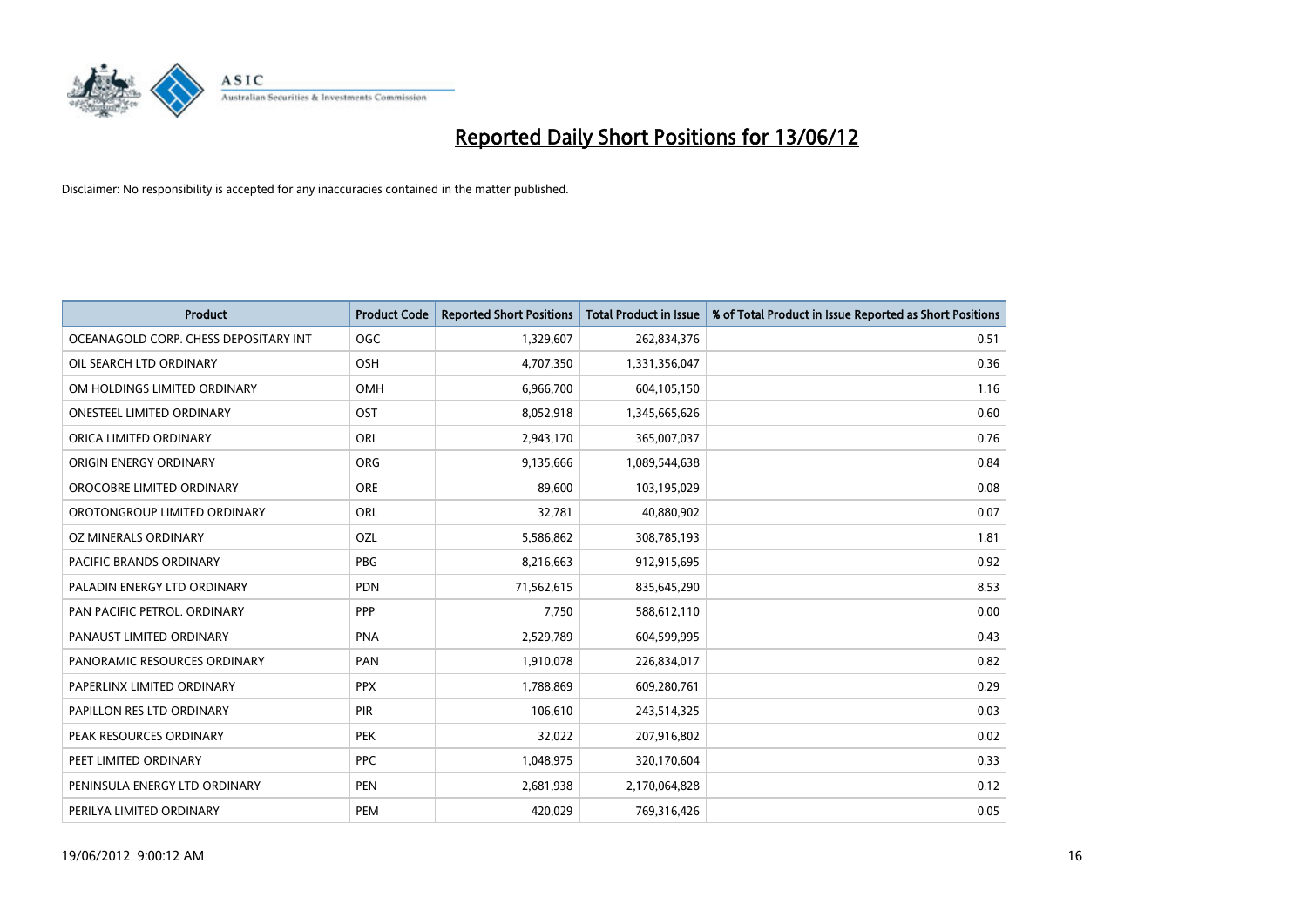# Reported Daily Short Positions for 13/06/12

Disclaimer: No responsibility is accepted for any inaccuracies contained in the matter published.

| Product | Product Code | Reported Short Positions | Total Product in Issue | % of Total Product in Issue Reported as Short Positions |
|---|---|---|---|---|
| OCEANAGOLD CORP. CHESS DEPOSITARY INT | OGC | 1,329,607 | 262,834,376 | 0.51 |
| OIL SEARCH LTD ORDINARY | OSH | 4,707,350 | 1,331,356,047 | 0.36 |
| OM HOLDINGS LIMITED ORDINARY | OMH | 6,966,700 | 604,105,150 | 1.16 |
| ONESTEEL LIMITED ORDINARY | OST | 8,052,918 | 1,345,665,626 | 0.60 |
| ORICA LIMITED ORDINARY | ORI | 2,943,170 | 365,007,037 | 0.76 |
| ORIGIN ENERGY ORDINARY | ORG | 9,135,666 | 1,089,544,638 | 0.84 |
| OROCOBRE LIMITED ORDINARY | ORE | 89,600 | 103,195,029 | 0.08 |
| OROTONGROUP LIMITED ORDINARY | ORL | 32,781 | 40,880,902 | 0.07 |
| OZ MINERALS ORDINARY | OZL | 5,586,862 | 308,785,193 | 1.81 |
| PACIFIC BRANDS ORDINARY | PBG | 8,216,663 | 912,915,695 | 0.92 |
| PALADIN ENERGY LTD ORDINARY | PDN | 71,562,615 | 835,645,290 | 8.53 |
| PAN PACIFIC PETROL. ORDINARY | PPP | 7,750 | 588,612,110 | 0.00 |
| PANAUST LIMITED ORDINARY | PNA | 2,529,789 | 604,599,995 | 0.43 |
| PANORAMIC RESOURCES ORDINARY | PAN | 1,910,078 | 226,834,017 | 0.82 |
| PAPERLINX LIMITED ORDINARY | PPX | 1,788,869 | 609,280,761 | 0.29 |
| PAPILLON RES LTD ORDINARY | PIR | 106,610 | 243,514,325 | 0.03 |
| PEAK RESOURCES ORDINARY | PEK | 32,022 | 207,916,802 | 0.02 |
| PEET LIMITED ORDINARY | PPC | 1,048,975 | 320,170,604 | 0.33 |
| PENINSULA ENERGY LTD ORDINARY | PEN | 2,681,938 | 2,170,064,828 | 0.12 |
| PERILYA LIMITED ORDINARY | PEM | 420,029 | 769,316,426 | 0.05 |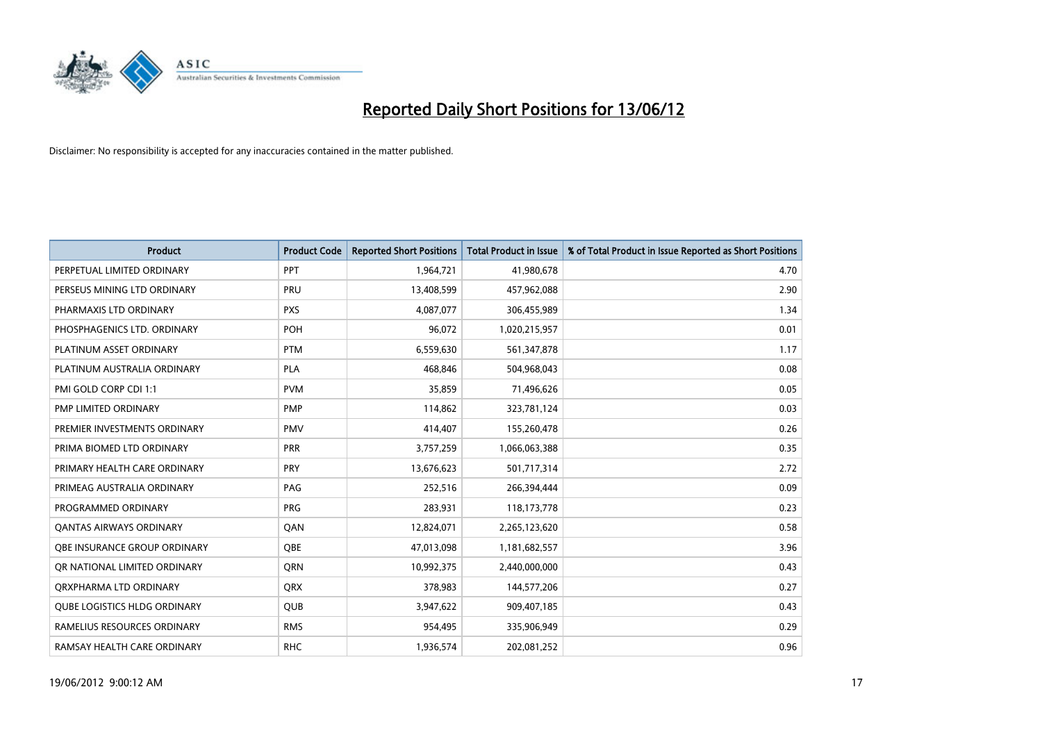# Reported Daily Short Positions for 13/06/12

Disclaimer: No responsibility is accepted for any inaccuracies contained in the matter published.

| Product | Product Code | Reported Short Positions | Total Product in Issue | % of Total Product in Issue Reported as Short Positions |
|---|---|---|---|---|
| PERPETUAL LIMITED ORDINARY | PPT | 1,964,721 | 41,980,678 | 4.70 |
| PERSEUS MINING LTD ORDINARY | PRU | 13,408,599 | 457,962,088 | 2.90 |
| PHARMAXIS LTD ORDINARY | PXS | 4,087,077 | 306,455,989 | 1.34 |
| PHOSPHAGENICS LTD. ORDINARY | POH | 96,072 | 1,020,215,957 | 0.01 |
| PLATINUM ASSET ORDINARY | PTM | 6,559,630 | 561,347,878 | 1.17 |
| PLATINUM AUSTRALIA ORDINARY | PLA | 468,846 | 504,968,043 | 0.08 |
| PMI GOLD CORP CDI 1:1 | PVM | 35,859 | 71,496,626 | 0.05 |
| PMP LIMITED ORDINARY | PMP | 114,862 | 323,781,124 | 0.03 |
| PREMIER INVESTMENTS ORDINARY | PMV | 414,407 | 155,260,478 | 0.26 |
| PRIMA BIOMED LTD ORDINARY | PRR | 3,757,259 | 1,066,063,388 | 0.35 |
| PRIMARY HEALTH CARE ORDINARY | PRY | 13,676,623 | 501,717,314 | 2.72 |
| PRIMEAG AUSTRALIA ORDINARY | PAG | 252,516 | 266,394,444 | 0.09 |
| PROGRAMMED ORDINARY | PRG | 283,931 | 118,173,778 | 0.23 |
| QANTAS AIRWAYS ORDINARY | QAN | 12,824,071 | 2,265,123,620 | 0.58 |
| QBE INSURANCE GROUP ORDINARY | QBE | 47,013,098 | 1,181,682,557 | 3.96 |
| QR NATIONAL LIMITED ORDINARY | QRN | 10,992,375 | 2,440,000,000 | 0.43 |
| QRXPHARMA LTD ORDINARY | QRX | 378,983 | 144,577,206 | 0.27 |
| QUBE LOGISTICS HLDG ORDINARY | QUB | 3,947,622 | 909,407,185 | 0.43 |
| RAMELIUS RESOURCES ORDINARY | RMS | 954,495 | 335,906,949 | 0.29 |
| RAMSAY HEALTH CARE ORDINARY | RHC | 1,936,574 | 202,081,252 | 0.96 |

19/06/2012 9:00:12 AM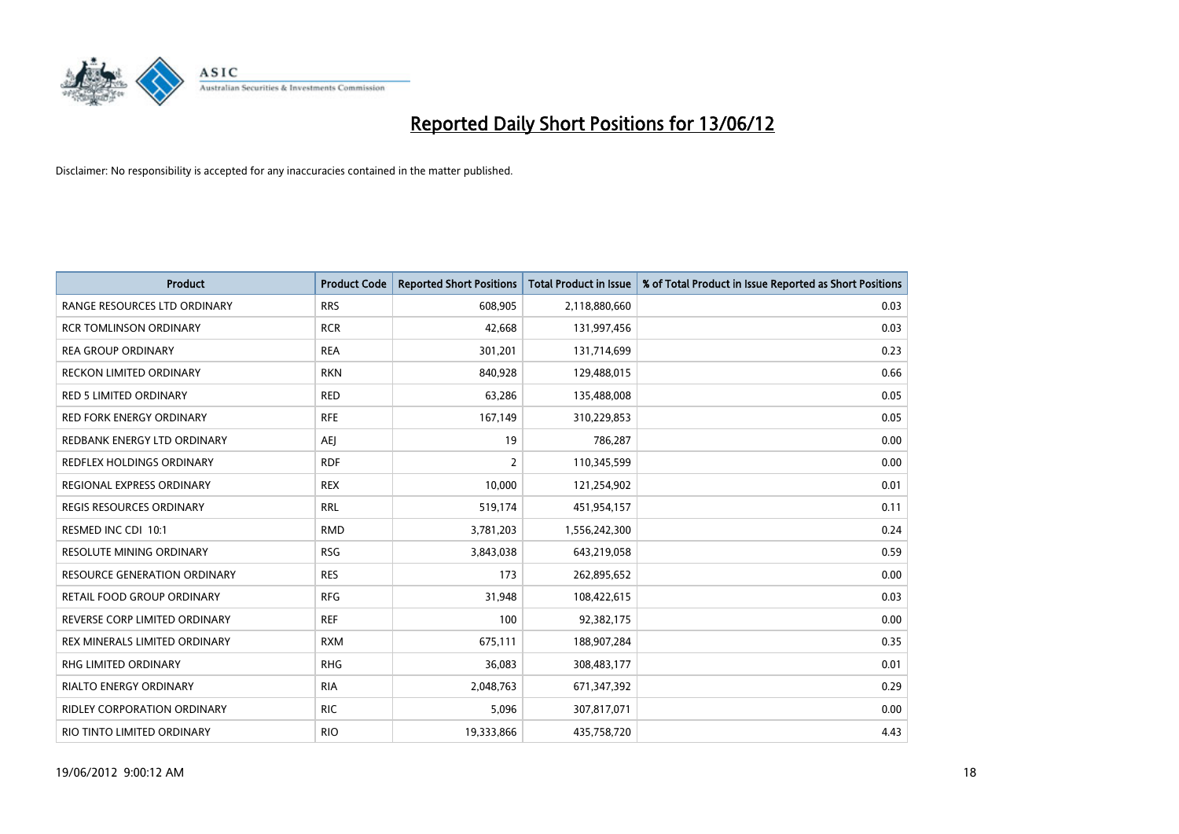# Reported Daily Short Positions for 13/06/12

Disclaimer: No responsibility is accepted for any inaccuracies contained in the matter published.

| Product | Product Code | Reported Short Positions | Total Product in Issue | % of Total Product in Issue Reported as Short Positions |
| --- | --- | --- | --- | --- |
| RANGE RESOURCES LTD ORDINARY | RRS | 608,905 | 2,118,880,660 | 0.03 |
| RCR TOMLINSON ORDINARY | RCR | 42,668 | 131,997,456 | 0.03 |
| REA GROUP ORDINARY | REA | 301,201 | 131,714,699 | 0.23 |
| RECKON LIMITED ORDINARY | RKN | 840,928 | 129,488,015 | 0.66 |
| RED 5 LIMITED ORDINARY | RED | 63,286 | 135,488,008 | 0.05 |
| RED FORK ENERGY ORDINARY | RFE | 167,149 | 310,229,853 | 0.05 |
| REDBANK ENERGY LTD ORDINARY | AEJ | 19 | 786,287 | 0.00 |
| REDFLEX HOLDINGS ORDINARY | RDF | 2 | 110,345,599 | 0.00 |
| REGIONAL EXPRESS ORDINARY | REX | 10,000 | 121,254,902 | 0.01 |
| REGIS RESOURCES ORDINARY | RRL | 519,174 | 451,954,157 | 0.11 |
| RESMED INC CDI 10:1 | RMD | 3,781,203 | 1,556,242,300 | 0.24 |
| RESOLUTE MINING ORDINARY | RSG | 3,843,038 | 643,219,058 | 0.59 |
| RESOURCE GENERATION ORDINARY | RES | 173 | 262,895,652 | 0.00 |
| RETAIL FOOD GROUP ORDINARY | RFG | 31,948 | 108,422,615 | 0.03 |
| REVERSE CORP LIMITED ORDINARY | REF | 100 | 92,382,175 | 0.00 |
| REX MINERALS LIMITED ORDINARY | RXM | 675,111 | 188,907,284 | 0.35 |
| RHG LIMITED ORDINARY | RHG | 36,083 | 308,483,177 | 0.01 |
| RIALTO ENERGY ORDINARY | RIA | 2,048,763 | 671,347,392 | 0.29 |
| RIDLEY CORPORATION ORDINARY | RIC | 5,096 | 307,817,071 | 0.00 |
| RIO TINTO LIMITED ORDINARY | RIO | 19,333,866 | 435,758,720 | 4.43 |

19/06/2012 9:00:12 AM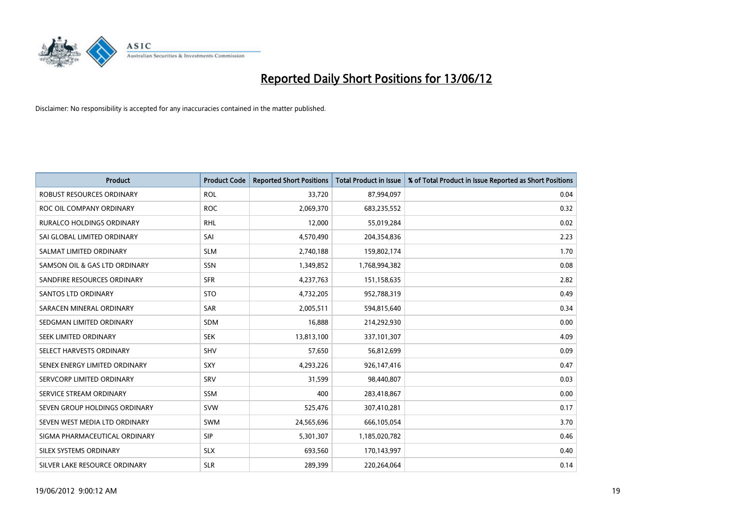# Reported Daily Short Positions for 13/06/12

Disclaimer: No responsibility is accepted for any inaccuracies contained in the matter published.

| Product | Product Code | Reported Short Positions | Total Product in Issue | % of Total Product in Issue Reported as Short Positions |
|---|---|---|---|---|
| ROBUST RESOURCES ORDINARY | ROL | 33,720 | 87,994,097 | 0.04 |
| ROC OIL COMPANY ORDINARY | ROC | 2,069,370 | 683,235,552 | 0.32 |
| RURALCO HOLDINGS ORDINARY | RHL | 12,000 | 55,019,284 | 0.02 |
| SAI GLOBAL LIMITED ORDINARY | SAI | 4,570,490 | 204,354,836 | 2.23 |
| SALMAT LIMITED ORDINARY | SLM | 2,740,188 | 159,802,174 | 1.70 |
| SAMSON OIL & GAS LTD ORDINARY | SSN | 1,349,852 | 1,768,994,382 | 0.08 |
| SANDFIRE RESOURCES ORDINARY | SFR | 4,237,763 | 151,158,635 | 2.82 |
| SANTOS LTD ORDINARY | STO | 4,732,205 | 952,788,319 | 0.49 |
| SARACEN MINERAL ORDINARY | SAR | 2,005,511 | 594,815,640 | 0.34 |
| SEDGMAN LIMITED ORDINARY | SDM | 16,888 | 214,292,930 | 0.00 |
| SEEK LIMITED ORDINARY | SEK | 13,813,100 | 337,101,307 | 4.09 |
| SELECT HARVESTS ORDINARY | SHV | 57,650 | 56,812,699 | 0.09 |
| SENEX ENERGY LIMITED ORDINARY | SXY | 4,293,226 | 926,147,416 | 0.47 |
| SERVCORP LIMITED ORDINARY | SRV | 31,599 | 98,440,807 | 0.03 |
| SERVICE STREAM ORDINARY | SSM | 400 | 283,418,867 | 0.00 |
| SEVEN GROUP HOLDINGS ORDINARY | SVW | 525,476 | 307,410,281 | 0.17 |
| SEVEN WEST MEDIA LTD ORDINARY | SWM | 24,565,696 | 666,105,054 | 3.70 |
| SIGMA PHARMACEUTICAL ORDINARY | SIP | 5,301,307 | 1,185,020,782 | 0.46 |
| SILEX SYSTEMS ORDINARY | SLX | 693,560 | 170,143,997 | 0.40 |
| SILVER LAKE RESOURCE ORDINARY | SLR | 289,399 | 220,264,064 | 0.14 |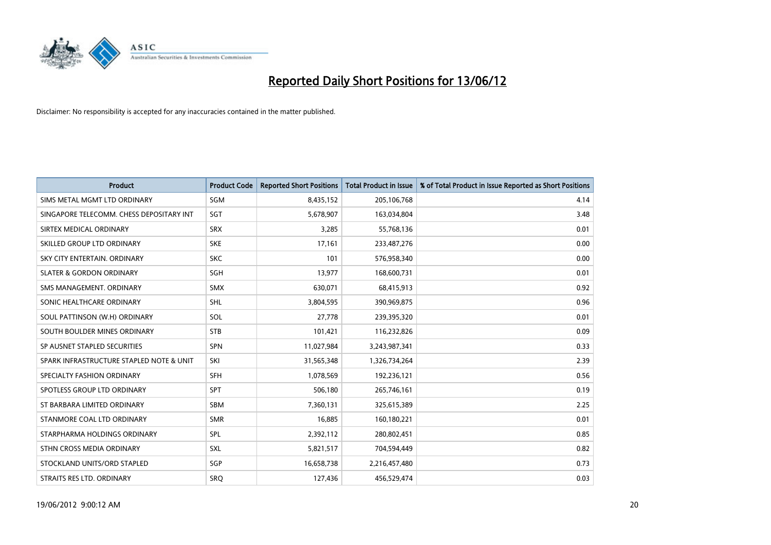# Reported Daily Short Positions for 13/06/12

Disclaimer: No responsibility is accepted for any inaccuracies contained in the matter published.

| Product | Product Code | Reported Short Positions | Total Product in Issue | % of Total Product in Issue Reported as Short Positions |
|---|---|---|---|---|
| SIMS METAL MGMT LTD ORDINARY | SGM | 8,435,152 | 205,106,768 | 4.14 |
| SINGAPORE TELECOMM. CHESS DEPOSITARY INT | SGT | 5,678,907 | 163,034,804 | 3.48 |
| SIRTEX MEDICAL ORDINARY | SRX | 3,285 | 55,768,136 | 0.01 |
| SKILLED GROUP LTD ORDINARY | SKE | 17,161 | 233,487,276 | 0.00 |
| SKY CITY ENTERTAIN. ORDINARY | SKC | 101 | 576,958,340 | 0.00 |
| SLATER & GORDON ORDINARY | SGH | 13,977 | 168,600,731 | 0.01 |
| SMS MANAGEMENT. ORDINARY | SMX | 630,071 | 68,415,913 | 0.92 |
| SONIC HEALTHCARE ORDINARY | SHL | 3,804,595 | 390,969,875 | 0.96 |
| SOUL PATTINSON (W.H) ORDINARY | SOL | 27,778 | 239,395,320 | 0.01 |
| SOUTH BOULDER MINES ORDINARY | STB | 101,421 | 116,232,826 | 0.09 |
| SP AUSNET STAPLED SECURITIES | SPN | 11,027,984 | 3,243,987,341 | 0.33 |
| SPARK INFRASTRUCTURE STAPLED NOTE & UNIT | SKI | 31,565,348 | 1,326,734,264 | 2.39 |
| SPECIALTY FASHION ORDINARY | SFH | 1,078,569 | 192,236,121 | 0.56 |
| SPOTLESS GROUP LTD ORDINARY | SPT | 506,180 | 265,746,161 | 0.19 |
| ST BARBARA LIMITED ORDINARY | SBM | 7,360,131 | 325,615,389 | 2.25 |
| STANMORE COAL LTD ORDINARY | SMR | 16,885 | 160,180,221 | 0.01 |
| STARPHARMA HOLDINGS ORDINARY | SPL | 2,392,112 | 280,802,451 | 0.85 |
| STHN CROSS MEDIA ORDINARY | SXL | 5,821,517 | 704,594,449 | 0.82 |
| STOCKLAND UNITS/ORD STAPLED | SGP | 16,658,738 | 2,216,457,480 | 0.73 |
| STRAITS RES LTD. ORDINARY | SRQ | 127,436 | 456,529,474 | 0.03 |

19/06/2012 9:00:12 AM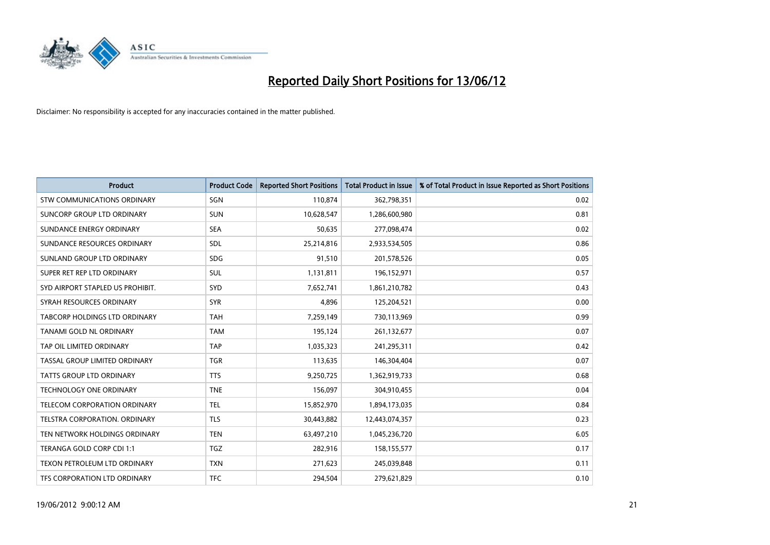# Reported Daily Short Positions for 13/06/12

Disclaimer: No responsibility is accepted for any inaccuracies contained in the matter published.

| Product | Product Code | Reported Short Positions | Total Product in Issue | % of Total Product in Issue Reported as Short Positions |
|---|---|---|---|---|
| STW COMMUNICATIONS ORDINARY | SGN | 110,874 | 362,798,351 | 0.02 |
| SUNCORP GROUP LTD ORDINARY | SUN | 10,628,547 | 1,286,600,980 | 0.81 |
| SUNDANCE ENERGY ORDINARY | SEA | 50,635 | 277,098,474 | 0.02 |
| SUNDANCE RESOURCES ORDINARY | SDL | 25,214,816 | 2,933,534,505 | 0.86 |
| SUNLAND GROUP LTD ORDINARY | SDG | 91,510 | 201,578,526 | 0.05 |
| SUPER RET REP LTD ORDINARY | SUL | 1,131,811 | 196,152,971 | 0.57 |
| SYD AIRPORT STAPLED US PROHIBIT. | SYD | 7,652,741 | 1,861,210,782 | 0.43 |
| SYRAH RESOURCES ORDINARY | SYR | 4,896 | 125,204,521 | 0.00 |
| TABCORP HOLDINGS LTD ORDINARY | TAH | 7,259,149 | 730,113,969 | 0.99 |
| TANAMI GOLD NL ORDINARY | TAM | 195,124 | 261,132,677 | 0.07 |
| TAP OIL LIMITED ORDINARY | TAP | 1,035,323 | 241,295,311 | 0.42 |
| TASSAL GROUP LIMITED ORDINARY | TGR | 113,635 | 146,304,404 | 0.07 |
| TATTS GROUP LTD ORDINARY | TTS | 9,250,725 | 1,362,919,733 | 0.68 |
| TECHNOLOGY ONE ORDINARY | TNE | 156,097 | 304,910,455 | 0.04 |
| TELECOM CORPORATION ORDINARY | TEL | 15,852,970 | 1,894,173,035 | 0.84 |
| TELSTRA CORPORATION. ORDINARY | TLS | 30,443,882 | 12,443,074,357 | 0.23 |
| TEN NETWORK HOLDINGS ORDINARY | TEN | 63,497,210 | 1,045,236,720 | 6.05 |
| TERANGA GOLD CORP CDI 1:1 | TGZ | 282,916 | 158,155,577 | 0.17 |
| TEXON PETROLEUM LTD ORDINARY | TXN | 271,623 | 245,039,848 | 0.11 |
| TFS CORPORATION LTD ORDINARY | TFC | 294,504 | 279,621,829 | 0.10 |

19/06/2012 9:00:12 AM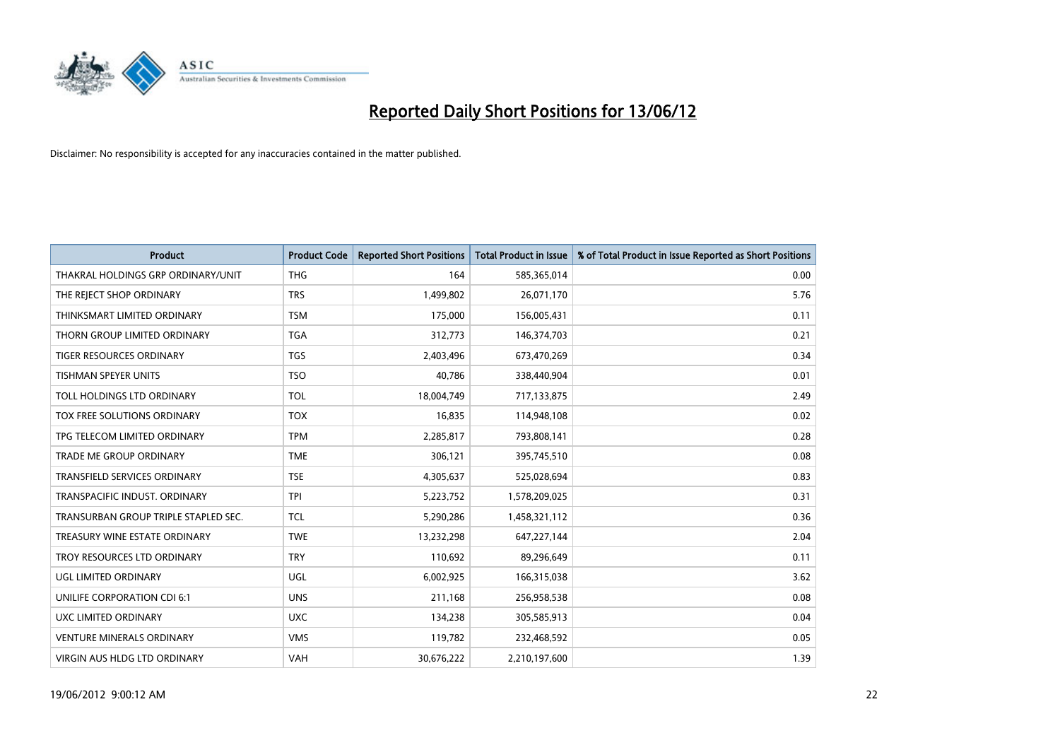# Reported Daily Short Positions for 13/06/12

Disclaimer: No responsibility is accepted for any inaccuracies contained in the matter published.

| Product | Product Code | Reported Short Positions | Total Product in Issue | % of Total Product in Issue Reported as Short Positions |
|---|---|---|---|---|
| THAKRAL HOLDINGS GRP ORDINARY/UNIT | THG | 164 | 585,365,014 | 0.00 |
| THE REJECT SHOP ORDINARY | TRS | 1,499,802 | 26,071,170 | 5.76 |
| THINKSMART LIMITED ORDINARY | TSM | 175,000 | 156,005,431 | 0.11 |
| THORN GROUP LIMITED ORDINARY | TGA | 312,773 | 146,374,703 | 0.21 |
| TIGER RESOURCES ORDINARY | TGS | 2,403,496 | 673,470,269 | 0.34 |
| TISHMAN SPEYER UNITS | TSO | 40,786 | 338,440,904 | 0.01 |
| TOLL HOLDINGS LTD ORDINARY | TOL | 18,004,749 | 717,133,875 | 2.49 |
| TOX FREE SOLUTIONS ORDINARY | TOX | 16,835 | 114,948,108 | 0.02 |
| TPG TELECOM LIMITED ORDINARY | TPM | 2,285,817 | 793,808,141 | 0.28 |
| TRADE ME GROUP ORDINARY | TME | 306,121 | 395,745,510 | 0.08 |
| TRANSFIELD SERVICES ORDINARY | TSE | 4,305,637 | 525,028,694 | 0.83 |
| TRANSPACIFIC INDUST. ORDINARY | TPI | 5,223,752 | 1,578,209,025 | 0.31 |
| TRANSURBAN GROUP TRIPLE STAPLED SEC. | TCL | 5,290,286 | 1,458,321,112 | 0.36 |
| TREASURY WINE ESTATE ORDINARY | TWE | 13,232,298 | 647,227,144 | 2.04 |
| TROY RESOURCES LTD ORDINARY | TRY | 110,692 | 89,296,649 | 0.11 |
| UGL LIMITED ORDINARY | UGL | 6,002,925 | 166,315,038 | 3.62 |
| UNILIFE CORPORATION CDI 6:1 | UNS | 211,168 | 256,958,538 | 0.08 |
| UXC LIMITED ORDINARY | UXC | 134,238 | 305,585,913 | 0.04 |
| VENTURE MINERALS ORDINARY | VMS | 119,782 | 232,468,592 | 0.05 |
| VIRGIN AUS HLDG LTD ORDINARY | VAH | 30,676,222 | 2,210,197,600 | 1.39 |

19/06/2012 9:00:12 AM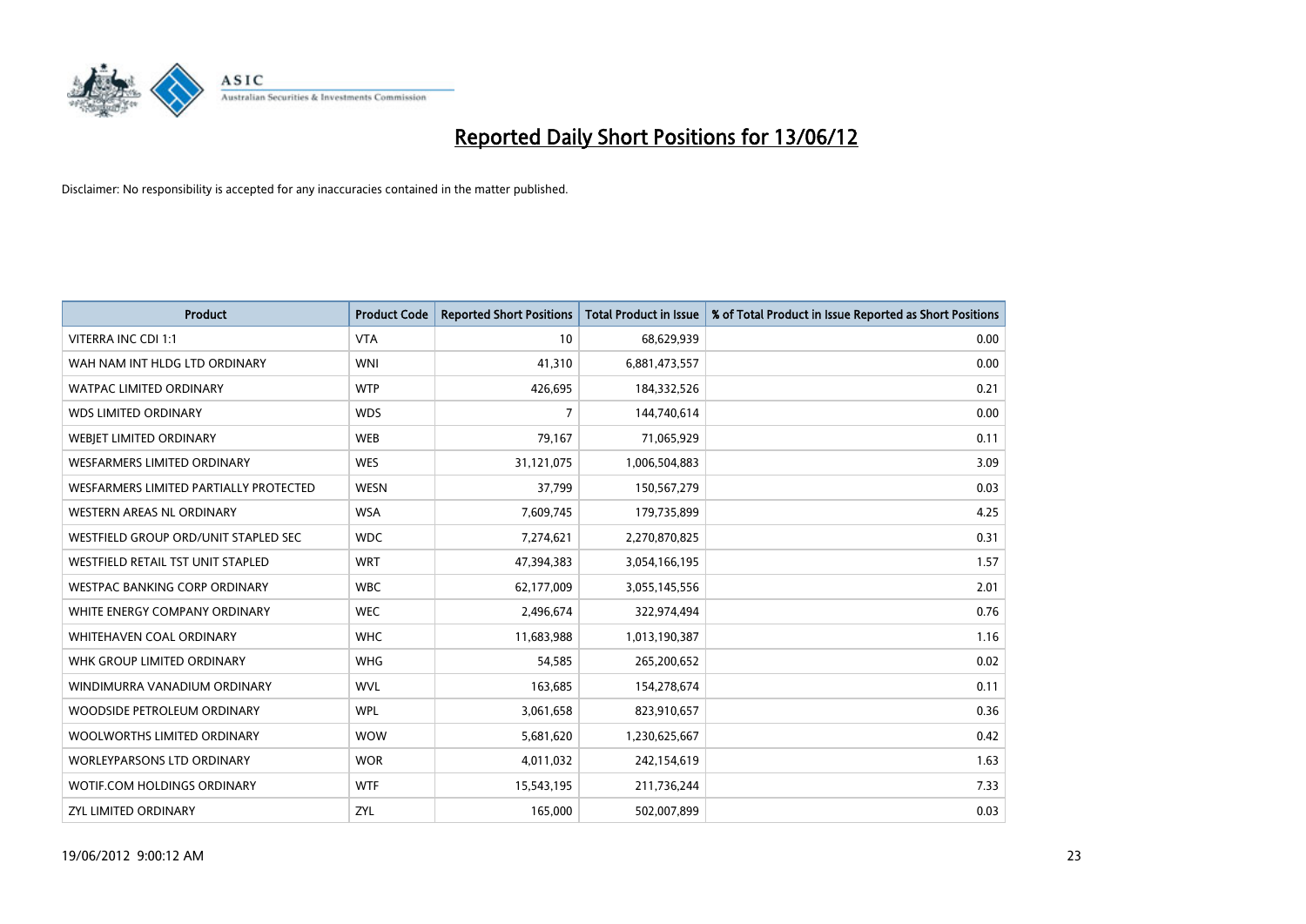# Reported Daily Short Positions for 13/06/12

Disclaimer: No responsibility is accepted for any inaccuracies contained in the matter published.

| Product | Product Code | Reported Short Positions | Total Product in Issue | % of Total Product in Issue Reported as Short Positions |
|---|---|---|---|---|
| VITERRA INC CDI 1:1 | VTA | 10 | 68,629,939 | 0.00 |
| WAH NAM INT HLDG LTD ORDINARY | WNI | 41,310 | 6,881,473,557 | 0.00 |
| WATPAC LIMITED ORDINARY | WTP | 426,695 | 184,332,526 | 0.21 |
| WDS LIMITED ORDINARY | WDS | 7 | 144,740,614 | 0.00 |
| WEBJET LIMITED ORDINARY | WEB | 79,167 | 71,065,929 | 0.11 |
| WESFARMERS LIMITED ORDINARY | WES | 31,121,075 | 1,006,504,883 | 3.09 |
| WESFARMERS LIMITED PARTIALLY PROTECTED | WESN | 37,799 | 150,567,279 | 0.03 |
| WESTERN AREAS NL ORDINARY | WSA | 7,609,745 | 179,735,899 | 4.25 |
| WESTFIELD GROUP ORD/UNIT STAPLED SEC | WDC | 7,274,621 | 2,270,870,825 | 0.31 |
| WESTFIELD RETAIL TST UNIT STAPLED | WRT | 47,394,383 | 3,054,166,195 | 1.57 |
| WESTPAC BANKING CORP ORDINARY | WBC | 62,177,009 | 3,055,145,556 | 2.01 |
| WHITE ENERGY COMPANY ORDINARY | WEC | 2,496,674 | 322,974,494 | 0.76 |
| WHITEHAVEN COAL ORDINARY | WHC | 11,683,988 | 1,013,190,387 | 1.16 |
| WHK GROUP LIMITED ORDINARY | WHG | 54,585 | 265,200,652 | 0.02 |
| WINDIMURRA VANADIUM ORDINARY | WVL | 163,685 | 154,278,674 | 0.11 |
| WOODSIDE PETROLEUM ORDINARY | WPL | 3,061,658 | 823,910,657 | 0.36 |
| WOOLWORTHS LIMITED ORDINARY | WOW | 5,681,620 | 1,230,625,667 | 0.42 |
| WORLEYPARSONS LTD ORDINARY | WOR | 4,011,032 | 242,154,619 | 1.63 |
| WOTIF.COM HOLDINGS ORDINARY | WTF | 15,543,195 | 211,736,244 | 7.33 |
| ZYL LIMITED ORDINARY | ZYL | 165,000 | 502,007,899 | 0.03 |